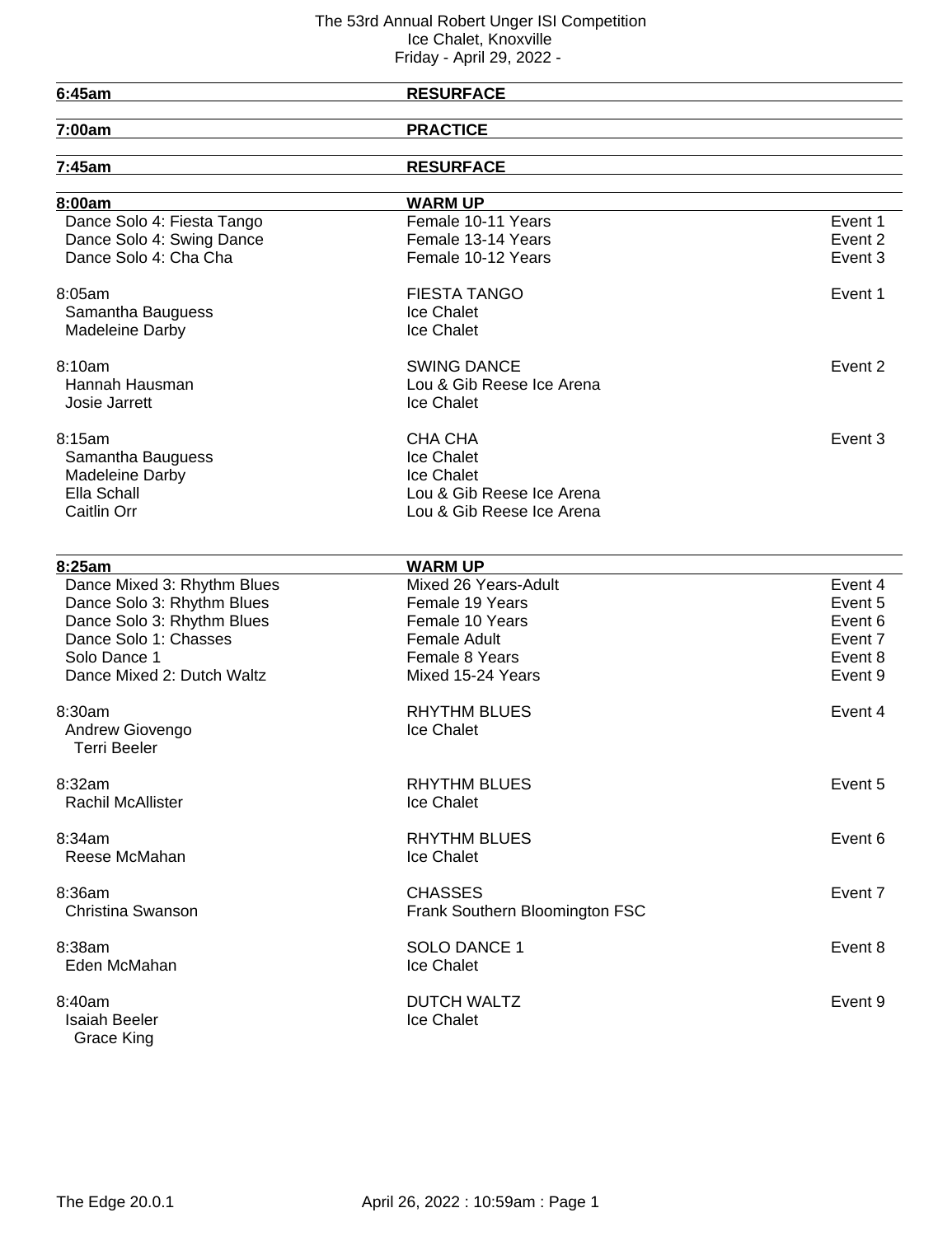# The 53rd Annual Robert Unger ISI Competition

Ice Chalet, Knoxville

Friday - April 29, 2022 -

| | | |
|---|---|---|
| **6:45am** | **RESURFACE** | |
| **7:00am** | **PRACTICE** | |
| **7:45am** | **RESURFACE** | |
| **8:00am** | **WARM UP** | |
| Dance Solo 4: Fiesta Tango | Female 10-11 Years | Event 1 |
| Dance Solo 4: Swing Dance | Female 13-14 Years | Event 2 |
| Dance Solo 4: Cha Cha | Female 10-12 Years | Event 3 |
| 8:05am | FIESTA TANGO | Event 1 |
| Samantha Bauguess | Ice Chalet | |
| Madeleine Darby | Ice Chalet | |
| 8:10am | SWING DANCE | Event 2 |
| Hannah Hausman | Lou & Gib Reese Ice Arena | |
| Josie Jarrett | Ice Chalet | |
| 8:15am | CHA CHA | Event 3 |
| Samantha Bauguess | Ice Chalet | |
| Madeleine Darby | Ice Chalet | |
| Ella Schall | Lou & Gib Reese Ice Arena | |
| Caitlin Orr | Lou & Gib Reese Ice Arena | |
| **8:25am** | **WARM UP** | |
| Dance Mixed 3: Rhythm Blues | Mixed 26 Years-Adult | Event 4 |
| Dance Solo 3: Rhythm Blues | Female 19 Years | Event 5 |
| Dance Solo 3: Rhythm Blues | Female 10 Years | Event 6 |
| Dance Solo 1: Chasses | Female Adult | Event 7 |
| Solo Dance 1 | Female 8 Years | Event 8 |
| Dance Mixed 2: Dutch Waltz | Mixed 15-24 Years | Event 9 |
| 8:30am | RHYTHM BLUES | Event 4 |
| Andrew Giovengo / Terri Beeler | Ice Chalet | |
| 8:32am | RHYTHM BLUES | Event 5 |
| Rachil McAllister | Ice Chalet | |
| 8:34am | RHYTHM BLUES | Event 6 |
| Reese McMahan | Ice Chalet | |
| 8:36am | CHASSES | Event 7 |
| Christina Swanson | Frank Southern Bloomington FSC | |
| 8:38am | SOLO DANCE 1 | Event 8 |
| Eden McMahan | Ice Chalet | |
| 8:40am | DUTCH WALTZ | Event 9 |
| Isaiah Beeler / Grace King | Ice Chalet | |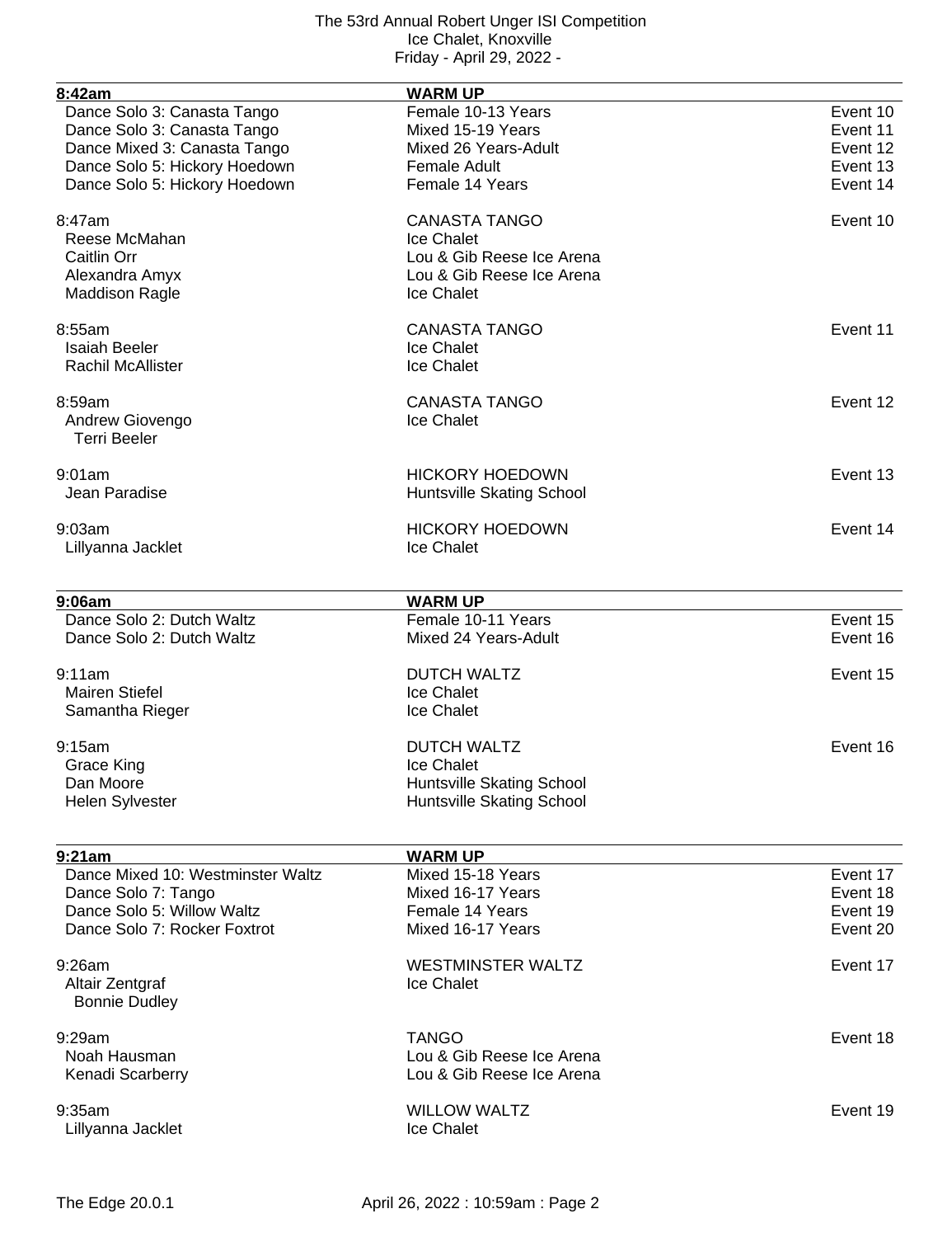| 8:42am | WARM UP | |
|---|---|---|
| Dance Solo 3: Canasta Tango | Female 10-13 Years | Event 10 |
| Dance Solo 3: Canasta Tango | Mixed 15-19 Years | Event 11 |
| Dance Mixed 3: Canasta Tango | Mixed 26 Years-Adult | Event 12 |
| Dance Solo 5: Hickory Hoedown | Female Adult | Event 13 |
| Dance Solo 5: Hickory Hoedown | Female 14 Years | Event 14 |

8:47am — CANASTA TANGO — Event 10

- Reese McMahan — Ice Chalet
- Caitlin Orr — Lou & Gib Reese Ice Arena
- Alexandra Amyx — Lou & Gib Reese Ice Arena
- Maddison Ragle — Ice Chalet

8:55am — CANASTA TANGO — Event 11

- Isaiah Beeler — Ice Chalet
- Rachil McAllister — Ice Chalet

8:59am — CANASTA TANGO — Event 12

- Andrew Giovengo — Ice Chalet
  Terri Beeler

9:01am — HICKORY HOEDOWN — Event 13

- Jean Paradise — Huntsville Skating School

9:03am — HICKORY HOEDOWN — Event 14

- Lillyanna Jacklet — Ice Chalet

| 9:06am | WARM UP | |
|---|---|---|
| Dance Solo 2: Dutch Waltz | Female 10-11 Years | Event 15 |
| Dance Solo 2: Dutch Waltz | Mixed 24 Years-Adult | Event 16 |

9:11am — DUTCH WALTZ — Event 15

- Mairen Stiefel — Ice Chalet
- Samantha Rieger — Ice Chalet

9:15am — DUTCH WALTZ — Event 16

- Grace King — Ice Chalet
- Dan Moore — Huntsville Skating School
- Helen Sylvester — Huntsville Skating School

| 9:21am | WARM UP | |
|---|---|---|
| Dance Mixed 10: Westminster Waltz | Mixed 15-18 Years | Event 17 |
| Dance Solo 7: Tango | Mixed 16-17 Years | Event 18 |
| Dance Solo 5: Willow Waltz | Female 14 Years | Event 19 |
| Dance Solo 7: Rocker Foxtrot | Mixed 16-17 Years | Event 20 |

9:26am — WESTMINSTER WALTZ — Event 17

- Altair Zentgraf — Ice Chalet
  Bonnie Dudley

9:29am — TANGO — Event 18

- Noah Hausman — Lou & Gib Reese Ice Arena
- Kenadi Scarberry — Lou & Gib Reese Ice Arena

9:35am — WILLOW WALTZ — Event 19

- Lillyanna Jacklet — Ice Chalet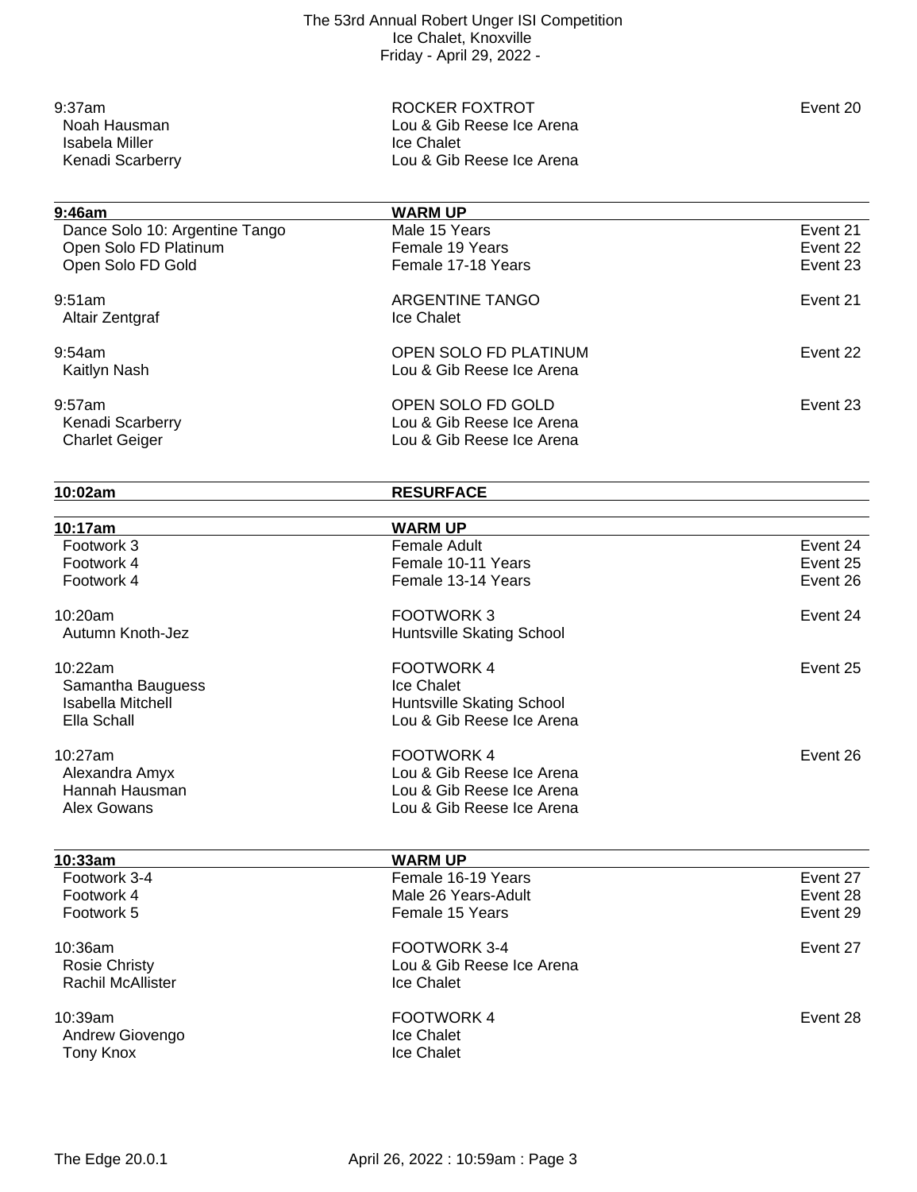| | | |
|---|---|---|
| 9:37am | ROCKER FOXTROT | Event 20 |
| Noah Hausman | Lou & Gib Reese Ice Arena | |
| Isabela Miller | Ice Chalet | |
| Kenadi Scarberry | Lou & Gib Reese Ice Arena | |

| **9:46am** | **WARM UP** | |
|---|---|---|
| Dance Solo 10: Argentine Tango | Male 15 Years | Event 21 |
| Open Solo FD Platinum | Female 19 Years | Event 22 |
| Open Solo FD Gold | Female 17-18 Years | Event 23 |

| | | |
|---|---|---|
| 9:51am | ARGENTINE TANGO | Event 21 |
| Altair Zentgraf | Ice Chalet | |
| 9:54am | OPEN SOLO FD PLATINUM | Event 22 |
| Kaitlyn Nash | Lou & Gib Reese Ice Arena | |
| 9:57am | OPEN SOLO FD GOLD | Event 23 |
| Kenadi Scarberry | Lou & Gib Reese Ice Arena | |
| Charlet Geiger | Lou & Gib Reese Ice Arena | |

| **10:02am** | **RESURFACE** |
|---|---|

| **10:17am** | **WARM UP** | |
|---|---|---|
| Footwork 3 | Female Adult | Event 24 |
| Footwork 4 | Female 10-11 Years | Event 25 |
| Footwork 4 | Female 13-14 Years | Event 26 |

| | | |
|---|---|---|
| 10:20am | FOOTWORK 3 | Event 24 |
| Autumn Knoth-Jez | Huntsville Skating School | |
| 10:22am | FOOTWORK 4 | Event 25 |
| Samantha Bauguess | Ice Chalet | |
| Isabella Mitchell | Huntsville Skating School | |
| Ella Schall | Lou & Gib Reese Ice Arena | |
| 10:27am | FOOTWORK 4 | Event 26 |
| Alexandra Amyx | Lou & Gib Reese Ice Arena | |
| Hannah Hausman | Lou & Gib Reese Ice Arena | |
| Alex Gowans | Lou & Gib Reese Ice Arena | |

| **10:33am** | **WARM UP** | |
|---|---|---|
| Footwork 3-4 | Female 16-19 Years | Event 27 |
| Footwork 4 | Male 26 Years-Adult | Event 28 |
| Footwork 5 | Female 15 Years | Event 29 |

| | | |
|---|---|---|
| 10:36am | FOOTWORK 3-4 | Event 27 |
| Rosie Christy | Lou & Gib Reese Ice Arena | |
| Rachil McAllister | Ice Chalet | |
| 10:39am | FOOTWORK 4 | Event 28 |
| Andrew Giovengo | Ice Chalet | |
| Tony Knox | Ice Chalet | |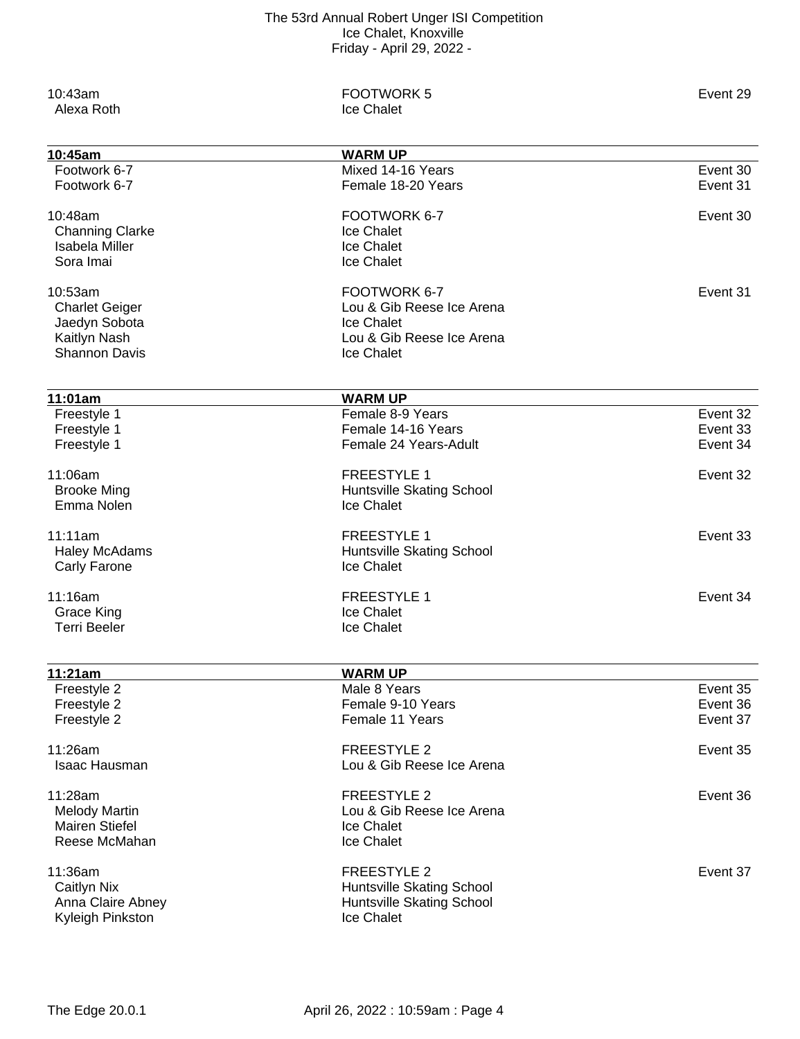| | | |
|---|---|---|
| 10:43am | FOOTWORK 5 | Event 29 |
| Alexa Roth | Ice Chalet | |

| **10:45am** | **WARM UP** | |
|---|---|---|
| Footwork 6-7 | Mixed 14-16 Years | Event 30 |
| Footwork 6-7 | Female 18-20 Years | Event 31 |
| | | |
| 10:48am | FOOTWORK 6-7 | Event 30 |
| Channing Clarke | Ice Chalet | |
| Isabela Miller | Ice Chalet | |
| Sora Imai | Ice Chalet | |
| | | |
| 10:53am | FOOTWORK 6-7 | Event 31 |
| Charlet Geiger | Lou & Gib Reese Ice Arena | |
| Jaedyn Sobota | Ice Chalet | |
| Kaitlyn Nash | Lou & Gib Reese Ice Arena | |
| Shannon Davis | Ice Chalet | |

| **11:01am** | **WARM UP** | |
|---|---|---|
| Freestyle 1 | Female 8-9 Years | Event 32 |
| Freestyle 1 | Female 14-16 Years | Event 33 |
| Freestyle 1 | Female 24 Years-Adult | Event 34 |
| | | |
| 11:06am | FREESTYLE 1 | Event 32 |
| Brooke Ming | Huntsville Skating School | |
| Emma Nolen | Ice Chalet | |
| | | |
| 11:11am | FREESTYLE 1 | Event 33 |
| Haley McAdams | Huntsville Skating School | |
| Carly Farone | Ice Chalet | |
| | | |
| 11:16am | FREESTYLE 1 | Event 34 |
| Grace King | Ice Chalet | |
| Terri Beeler | Ice Chalet | |

| **11:21am** | **WARM UP** | |
|---|---|---|
| Freestyle 2 | Male 8 Years | Event 35 |
| Freestyle 2 | Female 9-10 Years | Event 36 |
| Freestyle 2 | Female 11 Years | Event 37 |
| | | |
| 11:26am | FREESTYLE 2 | Event 35 |
| Isaac Hausman | Lou & Gib Reese Ice Arena | |
| | | |
| 11:28am | FREESTYLE 2 | Event 36 |
| Melody Martin | Lou & Gib Reese Ice Arena | |
| Mairen Stiefel | Ice Chalet | |
| Reese McMahan | Ice Chalet | |
| | | |
| 11:36am | FREESTYLE 2 | Event 37 |
| Caitlyn Nix | Huntsville Skating School | |
| Anna Claire Abney | Huntsville Skating School | |
| Kyleigh Pinkston | Ice Chalet | |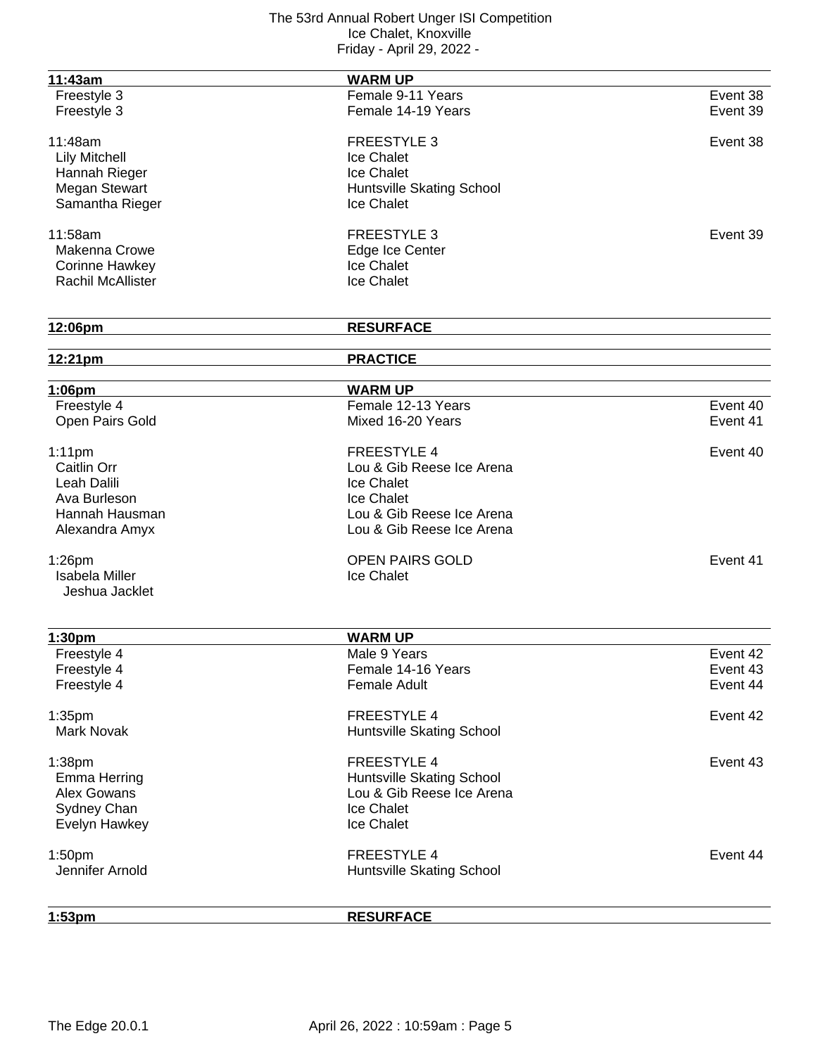| 11:43am | WARM UP | |
|---|---|---|
| Freestyle 3 | Female 9-11 Years | Event 38 |
| Freestyle 3 | Female 14-19 Years | Event 39 |
| | | |
| 11:48am | FREESTYLE 3 | Event 38 |
| Lily Mitchell | Ice Chalet | |
| Hannah Rieger | Ice Chalet | |
| Megan Stewart | Huntsville Skating School | |
| Samantha Rieger | Ice Chalet | |
| | | |
| 11:58am | FREESTYLE 3 | Event 39 |
| Makenna Crowe | Edge Ice Center | |
| Corinne Hawkey | Ice Chalet | |
| Rachil McAllister | Ice Chalet | |

| 12:06pm | RESURFACE |
|---|---|

| 12:21pm | PRACTICE |
|---|---|

| 1:06pm | WARM UP | |
|---|---|---|
| Freestyle 4 | Female 12-13 Years | Event 40 |
| Open Pairs Gold | Mixed 16-20 Years | Event 41 |
| | | |
| 1:11pm | FREESTYLE 4 | Event 40 |
| Caitlin Orr | Lou & Gib Reese Ice Arena | |
| Leah Dalili | Ice Chalet | |
| Ava Burleson | Ice Chalet | |
| Hannah Hausman | Lou & Gib Reese Ice Arena | |
| Alexandra Amyx | Lou & Gib Reese Ice Arena | |
| | | |
| 1:26pm | OPEN PAIRS GOLD | Event 41 |
| Isabela Miller | Ice Chalet | |
| Jeshua Jacklet | | |

| 1:30pm | WARM UP | |
|---|---|---|
| Freestyle 4 | Male 9 Years | Event 42 |
| Freestyle 4 | Female 14-16 Years | Event 43 |
| Freestyle 4 | Female Adult | Event 44 |
| | | |
| 1:35pm | FREESTYLE 4 | Event 42 |
| Mark Novak | Huntsville Skating School | |
| | | |
| 1:38pm | FREESTYLE 4 | Event 43 |
| Emma Herring | Huntsville Skating School | |
| Alex Gowans | Lou & Gib Reese Ice Arena | |
| Sydney Chan | Ice Chalet | |
| Evelyn Hawkey | Ice Chalet | |
| | | |
| 1:50pm | FREESTYLE 4 | Event 44 |
| Jennifer Arnold | Huntsville Skating School | |

| 1:53pm | RESURFACE |
|---|---|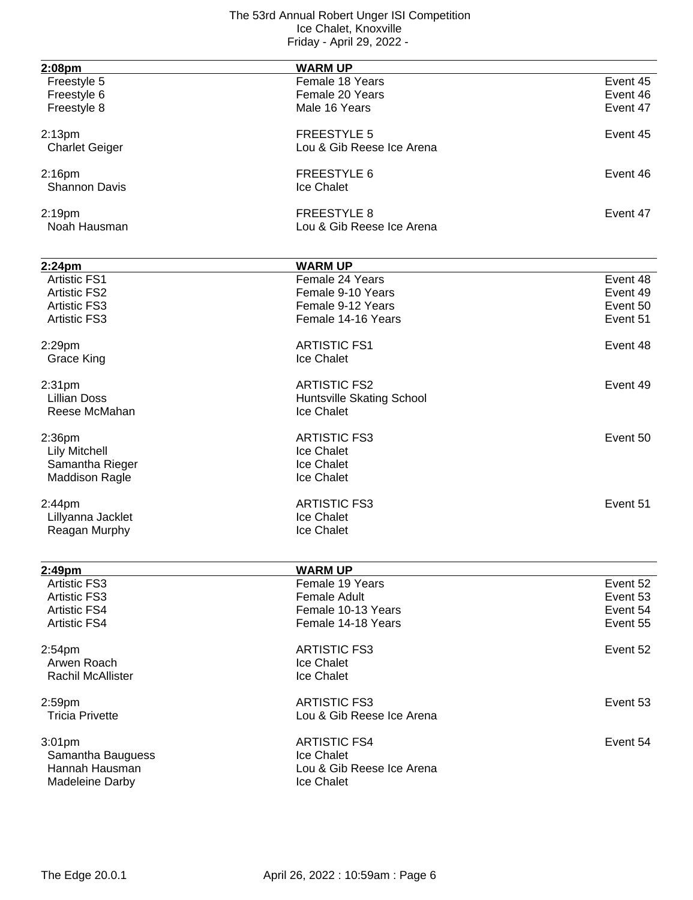| 2:08pm | WARM UP | |
| --- | --- | --- |
| Freestyle 5 | Female 18 Years | Event 45 |
| Freestyle 6 | Female 20 Years | Event 46 |
| Freestyle 8 | Male 16 Years | Event 47 |
| | | |
| 2:13pm | FREESTYLE 5 | Event 45 |
| Charlet Geiger | Lou & Gib Reese Ice Arena | |
| | | |
| 2:16pm | FREESTYLE 6 | Event 46 |
| Shannon Davis | Ice Chalet | |
| | | |
| 2:19pm | FREESTYLE 8 | Event 47 |
| Noah Hausman | Lou & Gib Reese Ice Arena | |

| 2:24pm | WARM UP | |
| --- | --- | --- |
| Artistic FS1 | Female 24 Years | Event 48 |
| Artistic FS2 | Female 9-10 Years | Event 49 |
| Artistic FS3 | Female 9-12 Years | Event 50 |
| Artistic FS3 | Female 14-16 Years | Event 51 |
| | | |
| 2:29pm | ARTISTIC FS1 | Event 48 |
| Grace King | Ice Chalet | |
| | | |
| 2:31pm | ARTISTIC FS2 | Event 49 |
| Lillian Doss | Huntsville Skating School | |
| Reese McMahan | Ice Chalet | |
| | | |
| 2:36pm | ARTISTIC FS3 | Event 50 |
| Lily Mitchell | Ice Chalet | |
| Samantha Rieger | Ice Chalet | |
| Maddison Ragle | Ice Chalet | |
| | | |
| 2:44pm | ARTISTIC FS3 | Event 51 |
| Lillyanna Jacklet | Ice Chalet | |
| Reagan Murphy | Ice Chalet | |

| 2:49pm | WARM UP | |
| --- | --- | --- |
| Artistic FS3 | Female 19 Years | Event 52 |
| Artistic FS3 | Female Adult | Event 53 |
| Artistic FS4 | Female 10-13 Years | Event 54 |
| Artistic FS4 | Female 14-18 Years | Event 55 |
| | | |
| 2:54pm | ARTISTIC FS3 | Event 52 |
| Arwen Roach | Ice Chalet | |
| Rachil McAllister | Ice Chalet | |
| | | |
| 2:59pm | ARTISTIC FS3 | Event 53 |
| Tricia Privette | Lou & Gib Reese Ice Arena | |
| | | |
| 3:01pm | ARTISTIC FS4 | Event 54 |
| Samantha Bauguess | Ice Chalet | |
| Hannah Hausman | Lou & Gib Reese Ice Arena | |
| Madeleine Darby | Ice Chalet | |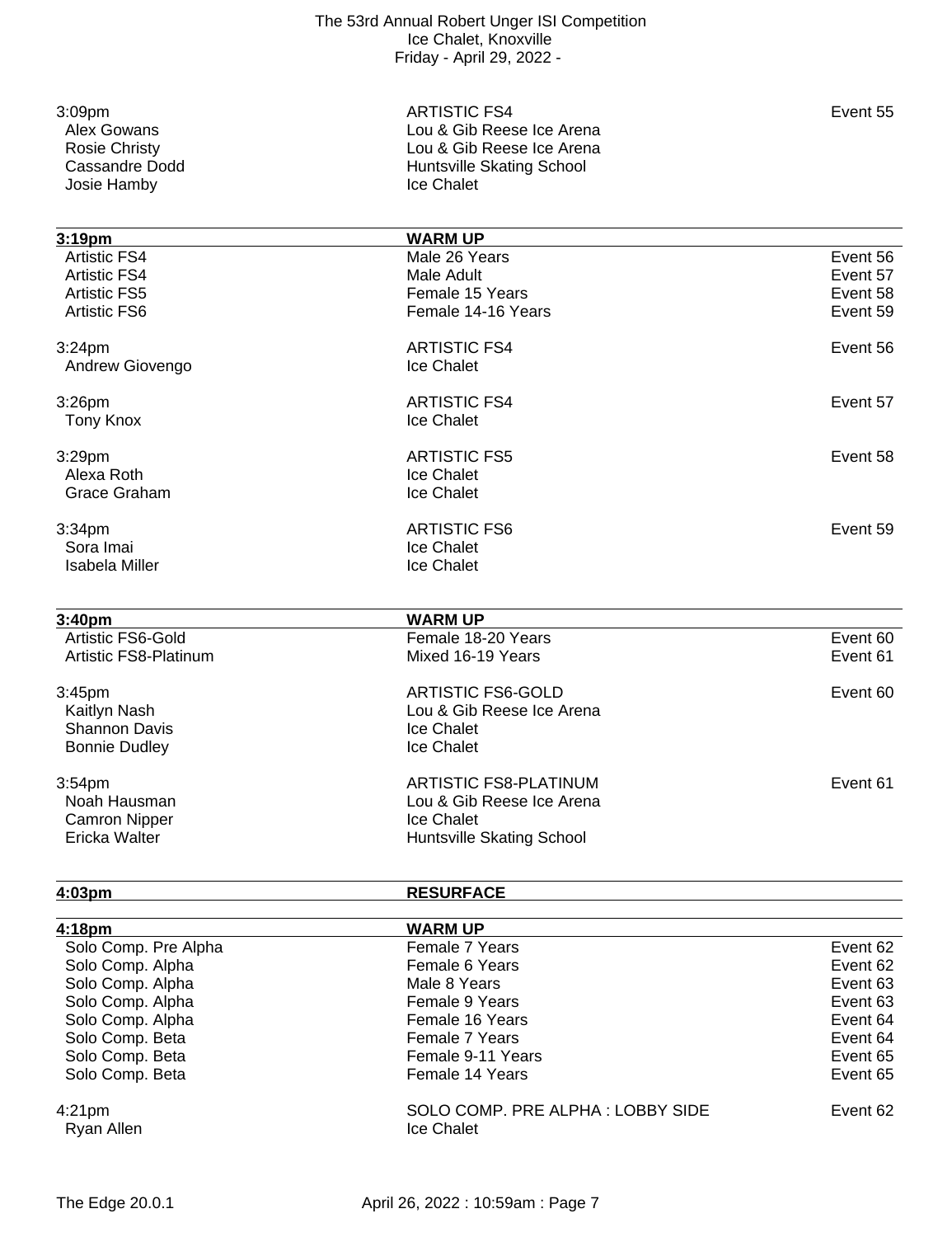| | | |
|---|---|---|
| 3:09pm | ARTISTIC FS4 | Event 55 |
| Alex Gowans | Lou & Gib Reese Ice Arena | |
| Rosie Christy | Lou & Gib Reese Ice Arena | |
| Cassandre Dodd | Huntsville Skating School | |
| Josie Hamby | Ice Chalet | |

| **3:19pm** | **WARM UP** | |
|---|---|---|
| Artistic FS4 | Male 26 Years | Event 56 |
| Artistic FS4 | Male Adult | Event 57 |
| Artistic FS5 | Female 15 Years | Event 58 |
| Artistic FS6 | Female 14-16 Years | Event 59 |
| | | |
| 3:24pm | ARTISTIC FS4 | Event 56 |
| Andrew Giovengo | Ice Chalet | |
| | | |
| 3:26pm | ARTISTIC FS4 | Event 57 |
| Tony Knox | Ice Chalet | |
| | | |
| 3:29pm | ARTISTIC FS5 | Event 58 |
| Alexa Roth | Ice Chalet | |
| Grace Graham | Ice Chalet | |
| | | |
| 3:34pm | ARTISTIC FS6 | Event 59 |
| Sora Imai | Ice Chalet | |
| Isabela Miller | Ice Chalet | |

| **3:40pm** | **WARM UP** | |
|---|---|---|
| Artistic FS6-Gold | Female 18-20 Years | Event 60 |
| Artistic FS8-Platinum | Mixed 16-19 Years | Event 61 |
| | | |
| 3:45pm | ARTISTIC FS6-GOLD | Event 60 |
| Kaitlyn Nash | Lou & Gib Reese Ice Arena | |
| Shannon Davis | Ice Chalet | |
| Bonnie Dudley | Ice Chalet | |
| | | |
| 3:54pm | ARTISTIC FS8-PLATINUM | Event 61 |
| Noah Hausman | Lou & Gib Reese Ice Arena | |
| Camron Nipper | Ice Chalet | |
| Ericka Walter | Huntsville Skating School | |

| **4:03pm** | **RESURFACE** | |
|---|---|---|

| **4:18pm** | **WARM UP** | |
|---|---|---|
| Solo Comp. Pre Alpha | Female 7 Years | Event 62 |
| Solo Comp. Alpha | Female 6 Years | Event 62 |
| Solo Comp. Alpha | Male 8 Years | Event 63 |
| Solo Comp. Alpha | Female 9 Years | Event 63 |
| Solo Comp. Alpha | Female 16 Years | Event 64 |
| Solo Comp. Beta | Female 7 Years | Event 64 |
| Solo Comp. Beta | Female 9-11 Years | Event 65 |
| Solo Comp. Beta | Female 14 Years | Event 65 |
| | | |
| 4:21pm | SOLO COMP. PRE ALPHA : LOBBY SIDE | Event 62 |
| Ryan Allen | Ice Chalet | |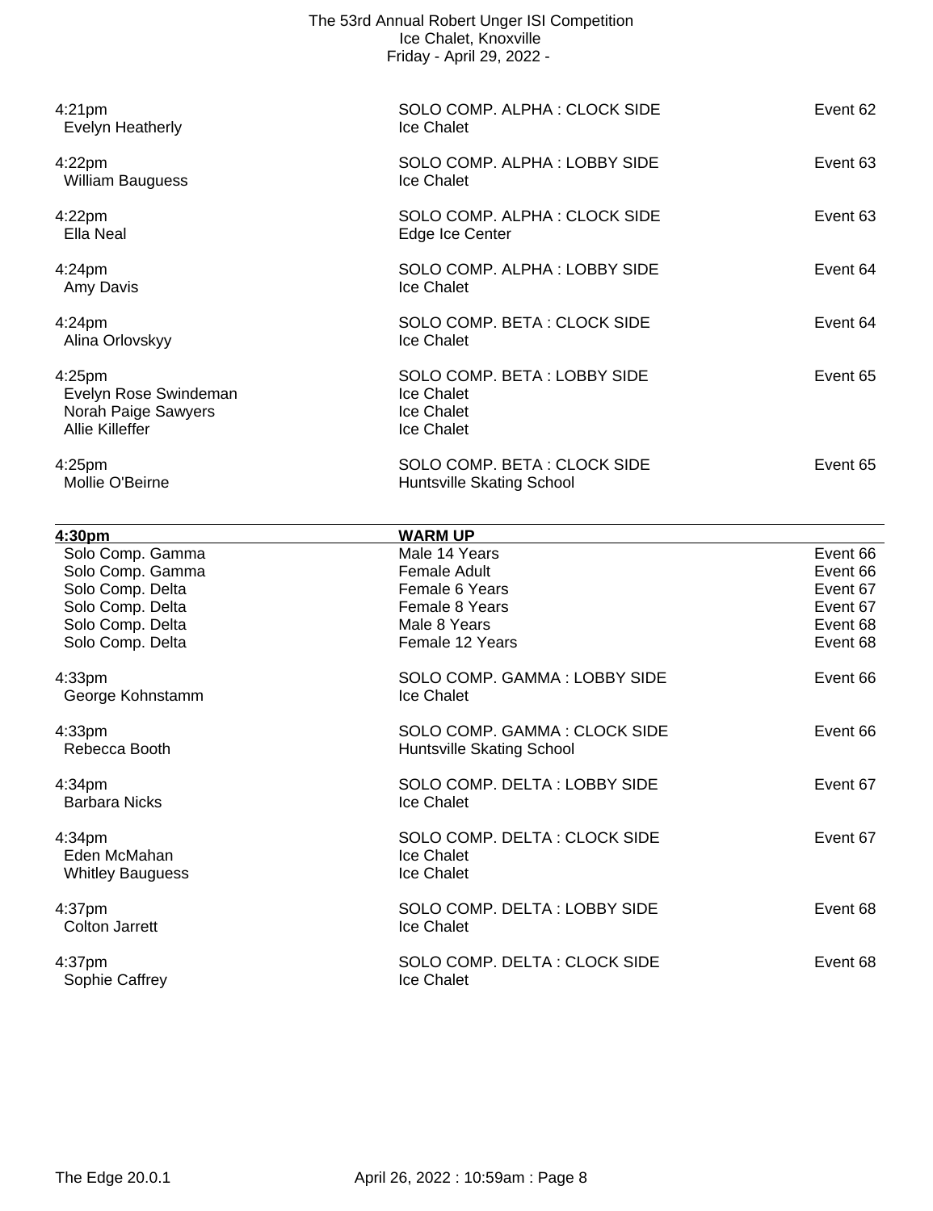| Time / Skater | Event / Club | Event # |
|---|---|---|
| 4:21pm | SOLO COMP. ALPHA : CLOCK SIDE | Event 62 |
| Evelyn Heatherly | Ice Chalet | |
| 4:22pm | SOLO COMP. ALPHA : LOBBY SIDE | Event 63 |
| William Bauguess | Ice Chalet | |
| 4:22pm | SOLO COMP. ALPHA : CLOCK SIDE | Event 63 |
| Ella Neal | Edge Ice Center | |
| 4:24pm | SOLO COMP. ALPHA : LOBBY SIDE | Event 64 |
| Amy Davis | Ice Chalet | |
| 4:24pm | SOLO COMP. BETA : CLOCK SIDE | Event 64 |
| Alina Orlovskyy | Ice Chalet | |
| 4:25pm | SOLO COMP. BETA : LOBBY SIDE | Event 65 |
| Evelyn Rose Swindeman | Ice Chalet | |
| Norah Paige Sawyers | Ice Chalet | |
| Allie Killeffer | Ice Chalet | |
| 4:25pm | SOLO COMP. BETA : CLOCK SIDE | Event 65 |
| Mollie O'Beirne | Huntsville Skating School | |

| **4:30pm** | **WARM UP** | |
|---|---|---|
| Solo Comp. Gamma | Male 14 Years | Event 66 |
| Solo Comp. Gamma | Female Adult | Event 66 |
| Solo Comp. Delta | Female 6 Years | Event 67 |
| Solo Comp. Delta | Female 8 Years | Event 67 |
| Solo Comp. Delta | Male 8 Years | Event 68 |
| Solo Comp. Delta | Female 12 Years | Event 68 |

| Time / Skater | Event / Club | Event # |
|---|---|---|
| 4:33pm | SOLO COMP. GAMMA : LOBBY SIDE | Event 66 |
| George Kohnstamm | Ice Chalet | |
| 4:33pm | SOLO COMP. GAMMA : CLOCK SIDE | Event 66 |
| Rebecca Booth | Huntsville Skating School | |
| 4:34pm | SOLO COMP. DELTA : LOBBY SIDE | Event 67 |
| Barbara Nicks | Ice Chalet | |
| 4:34pm | SOLO COMP. DELTA : CLOCK SIDE | Event 67 |
| Eden McMahan | Ice Chalet | |
| Whitley Bauguess | Ice Chalet | |
| 4:37pm | SOLO COMP. DELTA : LOBBY SIDE | Event 68 |
| Colton Jarrett | Ice Chalet | |
| 4:37pm | SOLO COMP. DELTA : CLOCK SIDE | Event 68 |
| Sophie Caffrey | Ice Chalet | |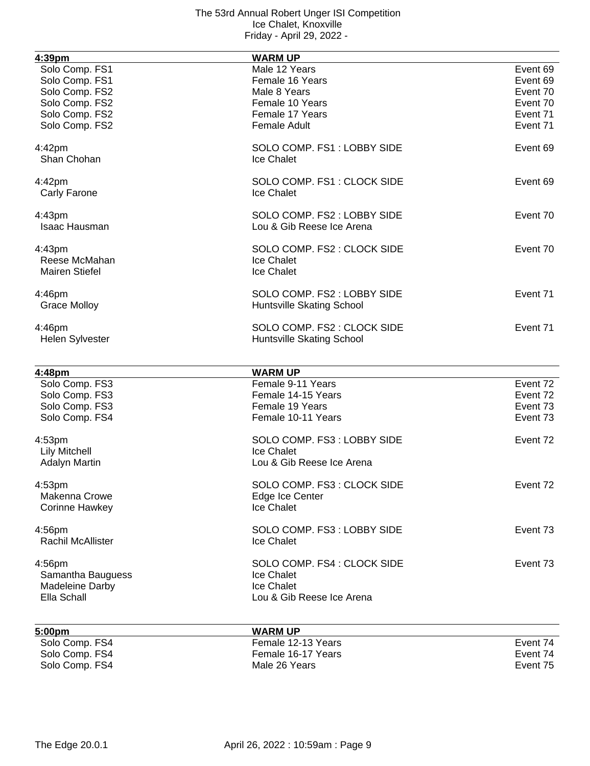| 4:39pm | WARM UP | |
|---|---|---|
| Solo Comp. FS1 | Male 12 Years | Event 69 |
| Solo Comp. FS1 | Female 16 Years | Event 69 |
| Solo Comp. FS2 | Male 8 Years | Event 70 |
| Solo Comp. FS2 | Female 10 Years | Event 70 |
| Solo Comp. FS2 | Female 17 Years | Event 71 |
| Solo Comp. FS2 | Female Adult | Event 71 |

4:42pm — SOLO COMP. FS1 : LOBBY SIDE — Event 69
- Shan Chohan — Ice Chalet

4:42pm — SOLO COMP. FS1 : CLOCK SIDE — Event 69
- Carly Farone — Ice Chalet

4:43pm — SOLO COMP. FS2 : LOBBY SIDE — Event 70
- Isaac Hausman — Lou & Gib Reese Ice Arena

4:43pm — SOLO COMP. FS2 : CLOCK SIDE — Event 70
- Reese McMahan — Ice Chalet
- Mairen Stiefel — Ice Chalet

4:46pm — SOLO COMP. FS2 : LOBBY SIDE — Event 71
- Grace Molloy — Huntsville Skating School

4:46pm — SOLO COMP. FS2 : CLOCK SIDE — Event 71
- Helen Sylvester — Huntsville Skating School

| 4:48pm | WARM UP | |
|---|---|---|
| Solo Comp. FS3 | Female 9-11 Years | Event 72 |
| Solo Comp. FS3 | Female 14-15 Years | Event 72 |
| Solo Comp. FS3 | Female 19 Years | Event 73 |
| Solo Comp. FS4 | Female 10-11 Years | Event 73 |

4:53pm — SOLO COMP. FS3 : LOBBY SIDE — Event 72
- Lily Mitchell — Ice Chalet
- Adalyn Martin — Lou & Gib Reese Ice Arena

4:53pm — SOLO COMP. FS3 : CLOCK SIDE — Event 72
- Makenna Crowe — Edge Ice Center
- Corinne Hawkey — Ice Chalet

4:56pm — SOLO COMP. FS3 : LOBBY SIDE — Event 73
- Rachil McAllister — Ice Chalet

4:56pm — SOLO COMP. FS4 : CLOCK SIDE — Event 73
- Samantha Bauguess — Ice Chalet
- Madeleine Darby — Ice Chalet
- Ella Schall — Lou & Gib Reese Ice Arena

| 5:00pm | WARM UP | |
|---|---|---|
| Solo Comp. FS4 | Female 12-13 Years | Event 74 |
| Solo Comp. FS4 | Female 16-17 Years | Event 74 |
| Solo Comp. FS4 | Male 26 Years | Event 75 |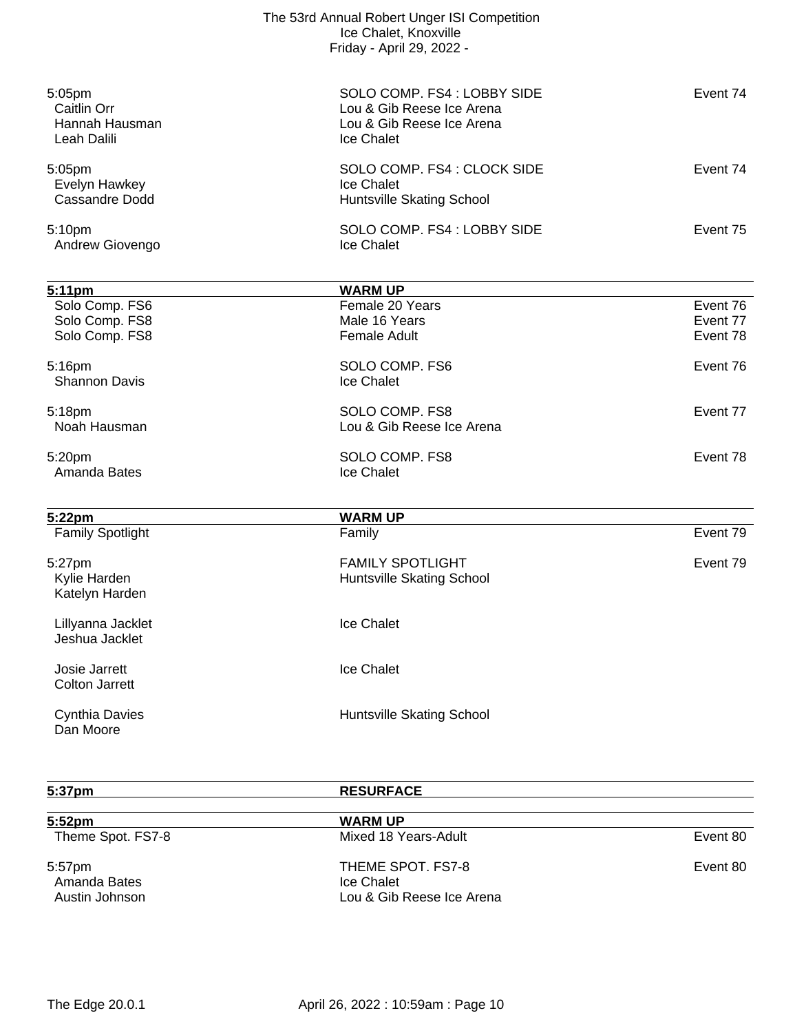5:05pm | SOLO COMP. FS4 : LOBBY SIDE | Event 74
- Caitlin Orr — Lou & Gib Reese Ice Arena
- Hannah Hausman — Lou & Gib Reese Ice Arena
- Leah Dalili — Ice Chalet

5:05pm | SOLO COMP. FS4 : CLOCK SIDE | Event 74
- Evelyn Hawkey — Ice Chalet
- Cassandre Dodd — Huntsville Skating School

5:10pm | SOLO COMP. FS4 : LOBBY SIDE | Event 75
- Andrew Giovengo — Ice Chalet

| **5:11pm** | **WARM UP** | |
|---|---|---|
| Solo Comp. FS6 | Female 20 Years | Event 76 |
| Solo Comp. FS8 | Male 16 Years | Event 77 |
| Solo Comp. FS8 | Female Adult | Event 78 |

5:16pm | SOLO COMP. FS6 | Event 76
- Shannon Davis — Ice Chalet

5:18pm | SOLO COMP. FS8 | Event 77
- Noah Hausman — Lou & Gib Reese Ice Arena

5:20pm | SOLO COMP. FS8 | Event 78
- Amanda Bates — Ice Chalet

| **5:22pm** | **WARM UP** | |
|---|---|---|
| Family Spotlight | Family | Event 79 |

5:27pm | FAMILY SPOTLIGHT | Event 79
- Kylie Harden, Katelyn Harden — Huntsville Skating School
- Lillyanna Jacklet, Jeshua Jacklet — Ice Chalet
- Josie Jarrett, Colton Jarrett — Ice Chalet
- Cynthia Davies, Dan Moore — Huntsville Skating School

| **5:37pm** | **RESURFACE** | |
|---|---|---|

| **5:52pm** | **WARM UP** | |
|---|---|---|
| Theme Spot. FS7-8 | Mixed 18 Years-Adult | Event 80 |

5:57pm | THEME SPOT. FS7-8 | Event 80
- Amanda Bates — Ice Chalet
- Austin Johnson — Lou & Gib Reese Ice Arena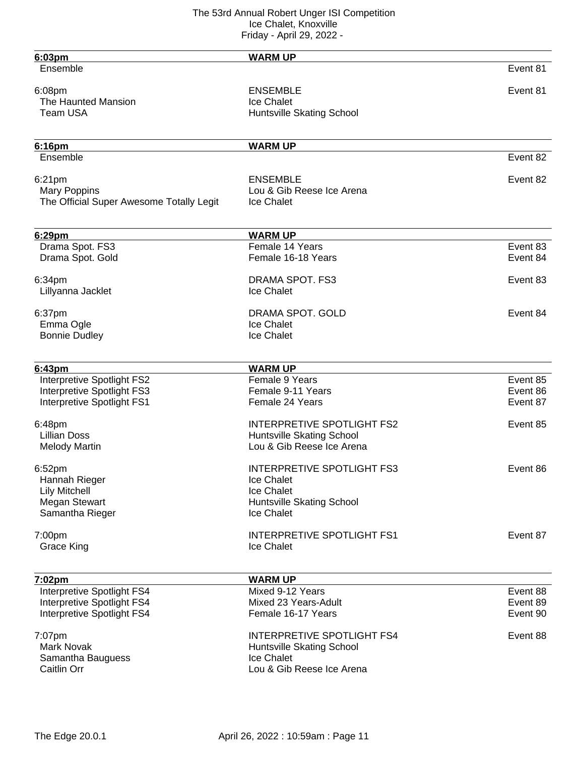| 6:03pm | WARM UP | |
|---|---|---|
| Ensemble | | Event 81 |
| | | |
| 6:08pm | ENSEMBLE | Event 81 |
| The Haunted Mansion | Ice Chalet | |
| Team USA | Huntsville Skating School | |

| 6:16pm | WARM UP | |
|---|---|---|
| Ensemble | | Event 82 |
| | | |
| 6:21pm | ENSEMBLE | Event 82 |
| Mary Poppins | Lou & Gib Reese Ice Arena | |
| The Official Super Awesome Totally Legit | Ice Chalet | |

| 6:29pm | WARM UP | |
|---|---|---|
| Drama Spot. FS3 | Female 14 Years | Event 83 |
| Drama Spot. Gold | Female 16-18 Years | Event 84 |
| | | |
| 6:34pm | DRAMA SPOT. FS3 | Event 83 |
| Lillyanna Jacklet | Ice Chalet | |
| | | |
| 6:37pm | DRAMA SPOT. GOLD | Event 84 |
| Emma Ogle | Ice Chalet | |
| Bonnie Dudley | Ice Chalet | |

| 6:43pm | WARM UP | |
|---|---|---|
| Interpretive Spotlight FS2 | Female 9 Years | Event 85 |
| Interpretive Spotlight FS3 | Female 9-11 Years | Event 86 |
| Interpretive Spotlight FS1 | Female 24 Years | Event 87 |
| | | |
| 6:48pm | INTERPRETIVE SPOTLIGHT FS2 | Event 85 |
| Lillian Doss | Huntsville Skating School | |
| Melody Martin | Lou & Gib Reese Ice Arena | |
| | | |
| 6:52pm | INTERPRETIVE SPOTLIGHT FS3 | Event 86 |
| Hannah Rieger | Ice Chalet | |
| Lily Mitchell | Ice Chalet | |
| Megan Stewart | Huntsville Skating School | |
| Samantha Rieger | Ice Chalet | |
| | | |
| 7:00pm | INTERPRETIVE SPOTLIGHT FS1 | Event 87 |
| Grace King | Ice Chalet | |

| 7:02pm | WARM UP | |
|---|---|---|
| Interpretive Spotlight FS4 | Mixed 9-12 Years | Event 88 |
| Interpretive Spotlight FS4 | Mixed 23 Years-Adult | Event 89 |
| Interpretive Spotlight FS4 | Female 16-17 Years | Event 90 |
| | | |
| 7:07pm | INTERPRETIVE SPOTLIGHT FS4 | Event 88 |
| Mark Novak | Huntsville Skating School | |
| Samantha Bauguess | Ice Chalet | |
| Caitlin Orr | Lou & Gib Reese Ice Arena | |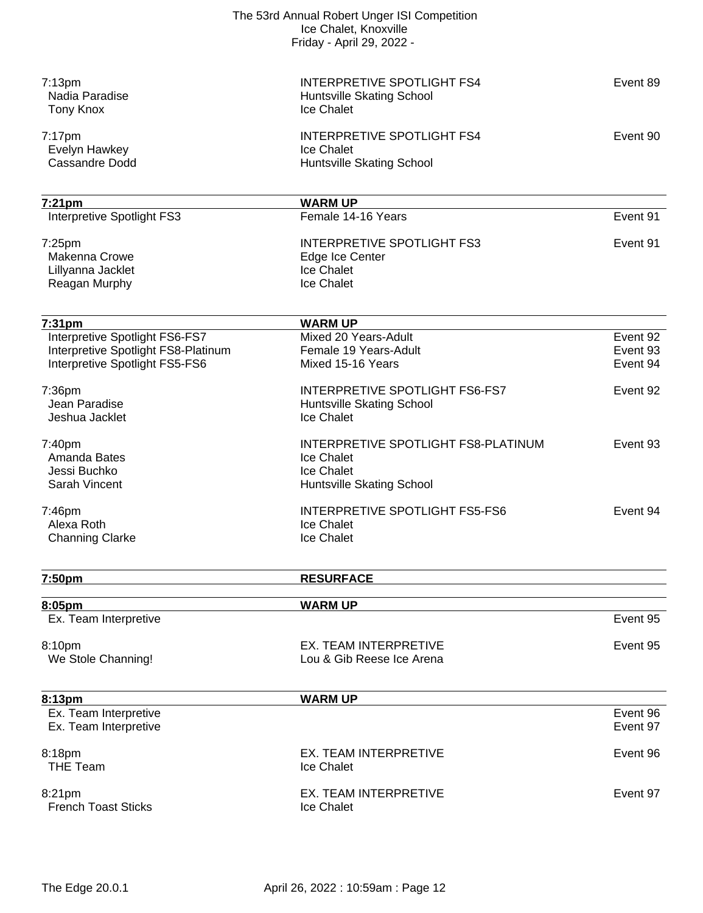| | | |
|---|---|---|
| 7:13pm | INTERPRETIVE SPOTLIGHT FS4 | Event 89 |
| Nadia Paradise | Huntsville Skating School | |
| Tony Knox | Ice Chalet | |
| | | |
| 7:17pm | INTERPRETIVE SPOTLIGHT FS4 | Event 90 |
| Evelyn Hawkey | Ice Chalet | |
| Cassandre Dodd | Huntsville Skating School | |

| **7:21pm** | **WARM UP** | |
|---|---|---|
| Interpretive Spotlight FS3 | Female 14-16 Years | Event 91 |
| | | |
| 7:25pm | INTERPRETIVE SPOTLIGHT FS3 | Event 91 |
| Makenna Crowe | Edge Ice Center | |
| Lillyanna Jacklet | Ice Chalet | |
| Reagan Murphy | Ice Chalet | |

| **7:31pm** | **WARM UP** | |
|---|---|---|
| Interpretive Spotlight FS6-FS7 | Mixed 20 Years-Adult | Event 92 |
| Interpretive Spotlight FS8-Platinum | Female 19 Years-Adult | Event 93 |
| Interpretive Spotlight FS5-FS6 | Mixed 15-16 Years | Event 94 |
| | | |
| 7:36pm | INTERPRETIVE SPOTLIGHT FS6-FS7 | Event 92 |
| Jean Paradise | Huntsville Skating School | |
| Jeshua Jacklet | Ice Chalet | |
| | | |
| 7:40pm | INTERPRETIVE SPOTLIGHT FS8-PLATINUM | Event 93 |
| Amanda Bates | Ice Chalet | |
| Jessi Buchko | Ice Chalet | |
| Sarah Vincent | Huntsville Skating School | |
| | | |
| 7:46pm | INTERPRETIVE SPOTLIGHT FS5-FS6 | Event 94 |
| Alexa Roth | Ice Chalet | |
| Channing Clarke | Ice Chalet | |

| **7:50pm** | **RESURFACE** | |
|---|---|---|

| **8:05pm** | **WARM UP** | |
|---|---|---|
| Ex. Team Interpretive | | Event 95 |
| | | |
| 8:10pm | EX. TEAM INTERPRETIVE | Event 95 |
| We Stole Channing! | Lou & Gib Reese Ice Arena | |

| **8:13pm** | **WARM UP** | |
|---|---|---|
| Ex. Team Interpretive | | Event 96 |
| Ex. Team Interpretive | | Event 97 |
| | | |
| 8:18pm | EX. TEAM INTERPRETIVE | Event 96 |
| THE Team | Ice Chalet | |
| | | |
| 8:21pm | EX. TEAM INTERPRETIVE | Event 97 |
| French Toast Sticks | Ice Chalet | |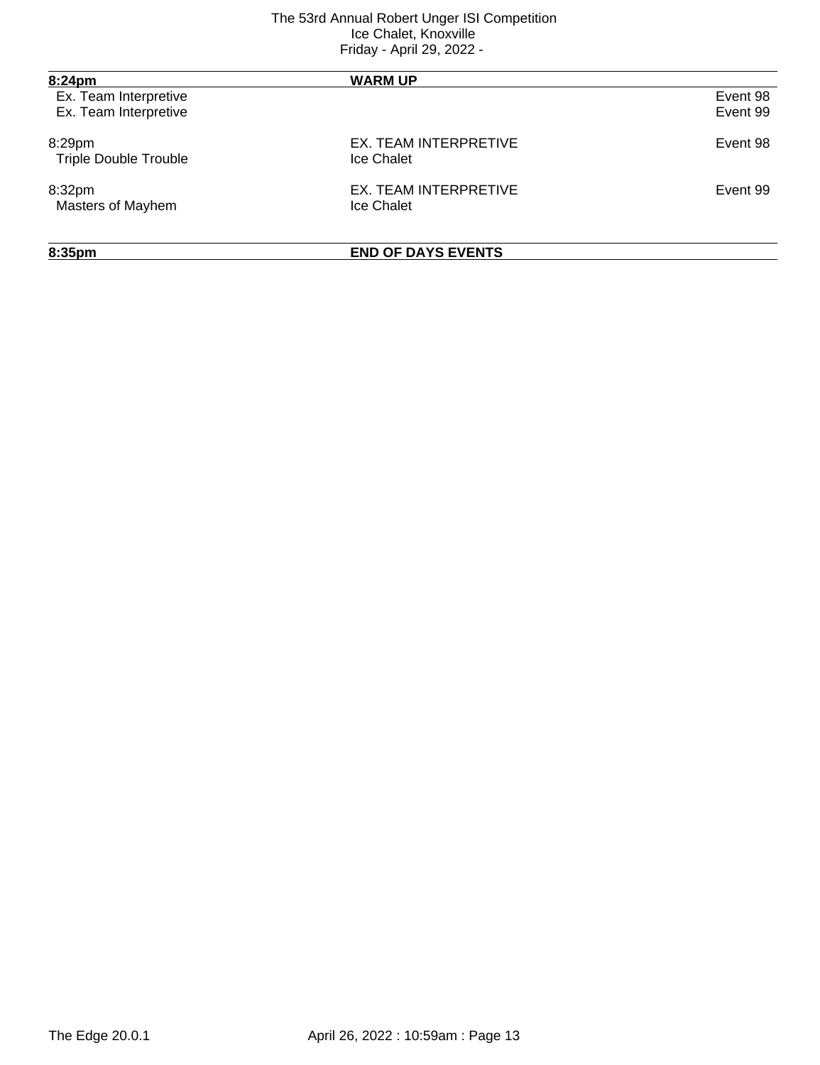| 8:24pm | WARM UP | |
| --- | --- | --- |
| Ex. Team Interpretive | | Event 98 |
| Ex. Team Interpretive | | Event 99 |
| | | |
| 8:29pm | EX. TEAM INTERPRETIVE | Event 98 |
| Triple Double Trouble | Ice Chalet | |
| | | |
| 8:32pm | EX. TEAM INTERPRETIVE | Event 99 |
| Masters of Mayhem | Ice Chalet | |

**8:35pm** **END OF DAYS EVENTS**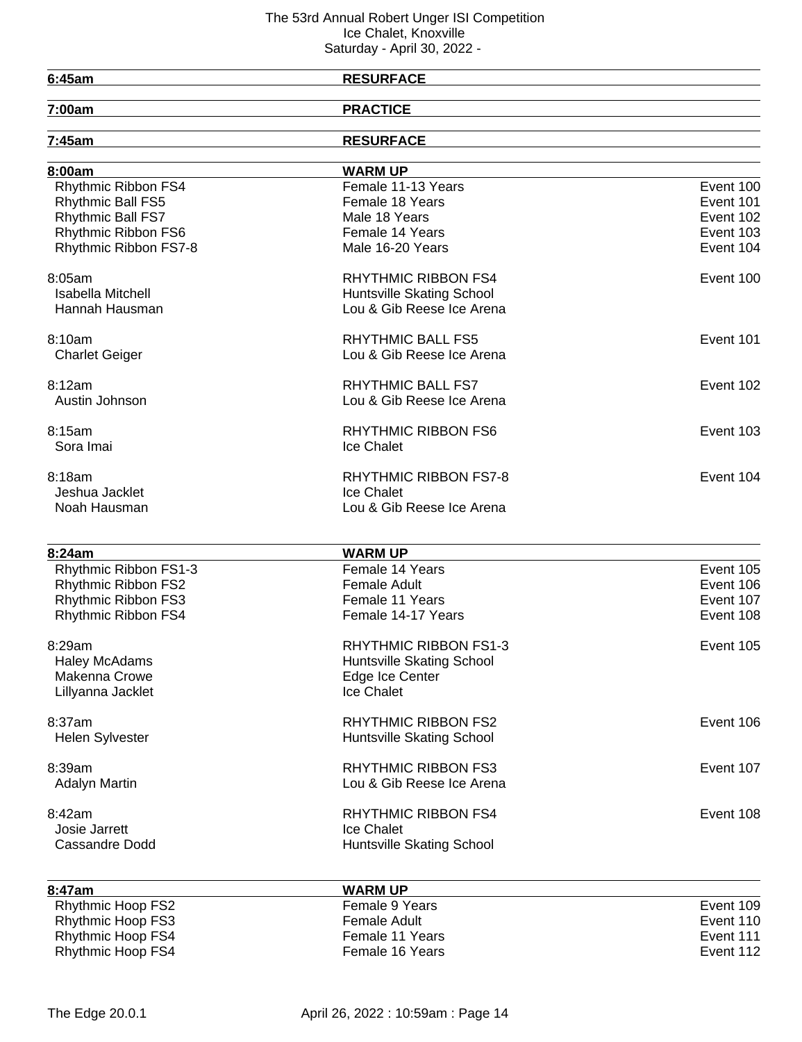The 53rd Annual Robert Unger ISI Competition
Ice Chalet, Knoxville
Saturday - April 30, 2022 -

| Time | Session | |
|---|---|---|
| **6:45am** | **RESURFACE** | |
| **7:00am** | **PRACTICE** | |
| **7:45am** | **RESURFACE** | |

| **8:00am** | **WARM UP** | |
|---|---|---|
| Rhythmic Ribbon FS4 | Female 11-13 Years | Event 100 |
| Rhythmic Ball FS5 | Female 18 Years | Event 101 |
| Rhythmic Ball FS7 | Male 18 Years | Event 102 |
| Rhythmic Ribbon FS6 | Female 14 Years | Event 103 |
| Rhythmic Ribbon FS7-8 | Male 16-20 Years | Event 104 |

| | | |
|---|---|---|
| 8:05am | RHYTHMIC RIBBON FS4 | Event 100 |
| Isabella Mitchell | Huntsville Skating School | |
| Hannah Hausman | Lou & Gib Reese Ice Arena | |
| 8:10am | RHYTHMIC BALL FS5 | Event 101 |
| Charlet Geiger | Lou & Gib Reese Ice Arena | |
| 8:12am | RHYTHMIC BALL FS7 | Event 102 |
| Austin Johnson | Lou & Gib Reese Ice Arena | |
| 8:15am | RHYTHMIC RIBBON FS6 | Event 103 |
| Sora Imai | Ice Chalet | |
| 8:18am | RHYTHMIC RIBBON FS7-8 | Event 104 |
| Jeshua Jacklet | Ice Chalet | |
| Noah Hausman | Lou & Gib Reese Ice Arena | |

| **8:24am** | **WARM UP** | |
|---|---|---|
| Rhythmic Ribbon FS1-3 | Female 14 Years | Event 105 |
| Rhythmic Ribbon FS2 | Female Adult | Event 106 |
| Rhythmic Ribbon FS3 | Female 11 Years | Event 107 |
| Rhythmic Ribbon FS4 | Female 14-17 Years | Event 108 |

| | | |
|---|---|---|
| 8:29am | RHYTHMIC RIBBON FS1-3 | Event 105 |
| Haley McAdams | Huntsville Skating School | |
| Makenna Crowe | Edge Ice Center | |
| Lillyanna Jacklet | Ice Chalet | |
| 8:37am | RHYTHMIC RIBBON FS2 | Event 106 |
| Helen Sylvester | Huntsville Skating School | |
| 8:39am | RHYTHMIC RIBBON FS3 | Event 107 |
| Adalyn Martin | Lou & Gib Reese Ice Arena | |
| 8:42am | RHYTHMIC RIBBON FS4 | Event 108 |
| Josie Jarrett | Ice Chalet | |
| Cassandre Dodd | Huntsville Skating School | |

| **8:47am** | **WARM UP** | |
|---|---|---|
| Rhythmic Hoop FS2 | Female 9 Years | Event 109 |
| Rhythmic Hoop FS3 | Female Adult | Event 110 |
| Rhythmic Hoop FS4 | Female 11 Years | Event 111 |
| Rhythmic Hoop FS4 | Female 16 Years | Event 112 |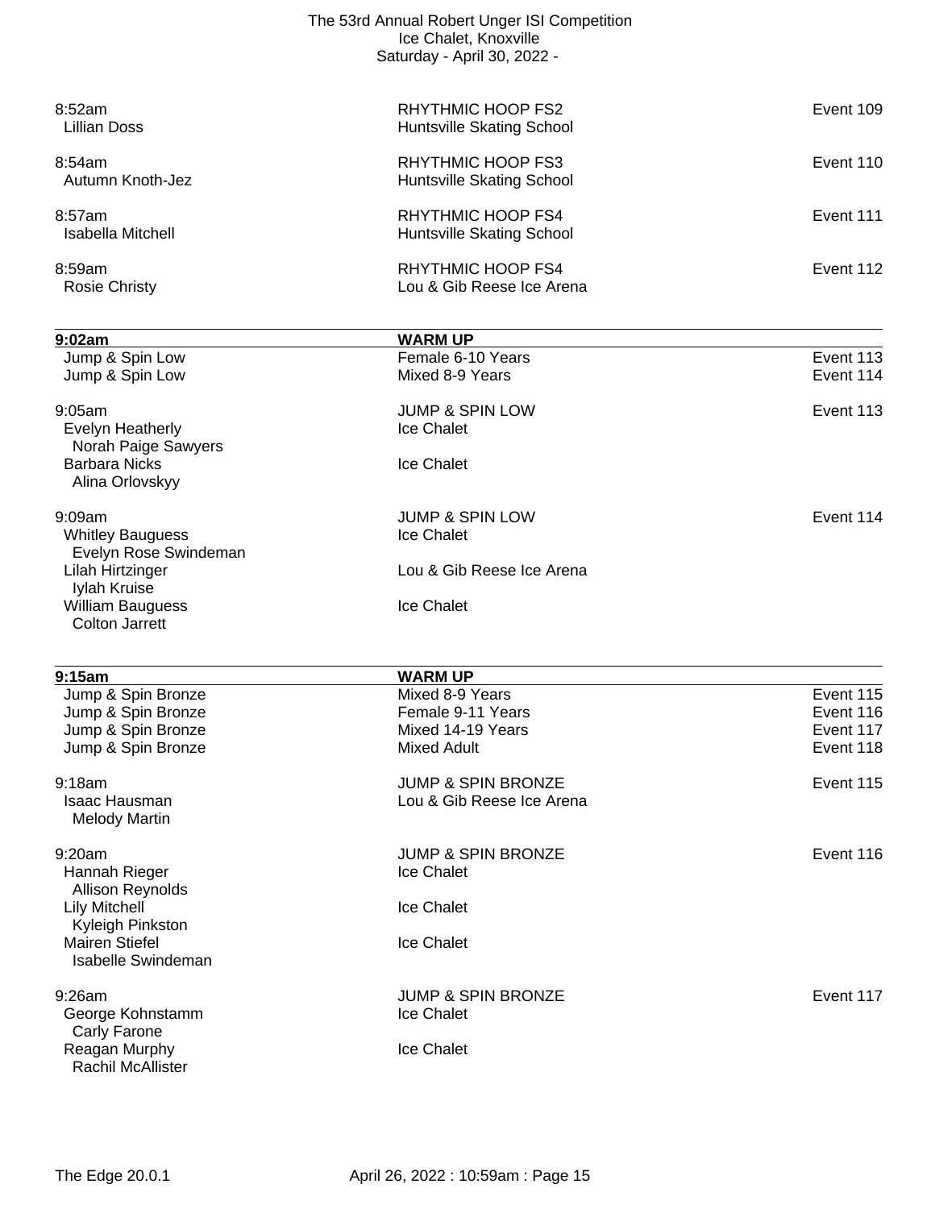| Time / Skater | Event / Club | Event # |
|---|---|---|
| 8:52am | RHYTHMIC HOOP FS2 | Event 109 |
| Lillian Doss | Huntsville Skating School | |
| 8:54am | RHYTHMIC HOOP FS3 | Event 110 |
| Autumn Knoth-Jez | Huntsville Skating School | |
| 8:57am | RHYTHMIC HOOP FS4 | Event 111 |
| Isabella Mitchell | Huntsville Skating School | |
| 8:59am | RHYTHMIC HOOP FS4 | Event 112 |
| Rosie Christy | Lou & Gib Reese Ice Arena | |

| **9:02am** | **WARM UP** | |
|---|---|---|
| Jump & Spin Low | Female 6-10 Years | Event 113 |
| Jump & Spin Low | Mixed 8-9 Years | Event 114 |
| 9:05am | JUMP & SPIN LOW | Event 113 |
| Evelyn Heatherly / Norah Paige Sawyers | Ice Chalet | |
| Barbara Nicks / Alina Orlovskyy | Ice Chalet | |
| 9:09am | JUMP & SPIN LOW | Event 114 |
| Whitley Bauguess / Evelyn Rose Swindeman | Ice Chalet | |
| Lilah Hirtzinger / Iylah Kruise | Lou & Gib Reese Ice Arena | |
| William Bauguess / Colton Jarrett | Ice Chalet | |

| **9:15am** | **WARM UP** | |
|---|---|---|
| Jump & Spin Bronze | Mixed 8-9 Years | Event 115 |
| Jump & Spin Bronze | Female 9-11 Years | Event 116 |
| Jump & Spin Bronze | Mixed 14-19 Years | Event 117 |
| Jump & Spin Bronze | Mixed Adult | Event 118 |
| 9:18am | JUMP & SPIN BRONZE | Event 115 |
| Isaac Hausman / Melody Martin | Lou & Gib Reese Ice Arena | |
| 9:20am | JUMP & SPIN BRONZE | Event 116 |
| Hannah Rieger / Allison Reynolds | Ice Chalet | |
| Lily Mitchell / Kyleigh Pinkston | Ice Chalet | |
| Mairen Stiefel / Isabelle Swindeman | Ice Chalet | |
| 9:26am | JUMP & SPIN BRONZE | Event 117 |
| George Kohnstamm / Carly Farone | Ice Chalet | |
| Reagan Murphy / Rachil McAllister | Ice Chalet | |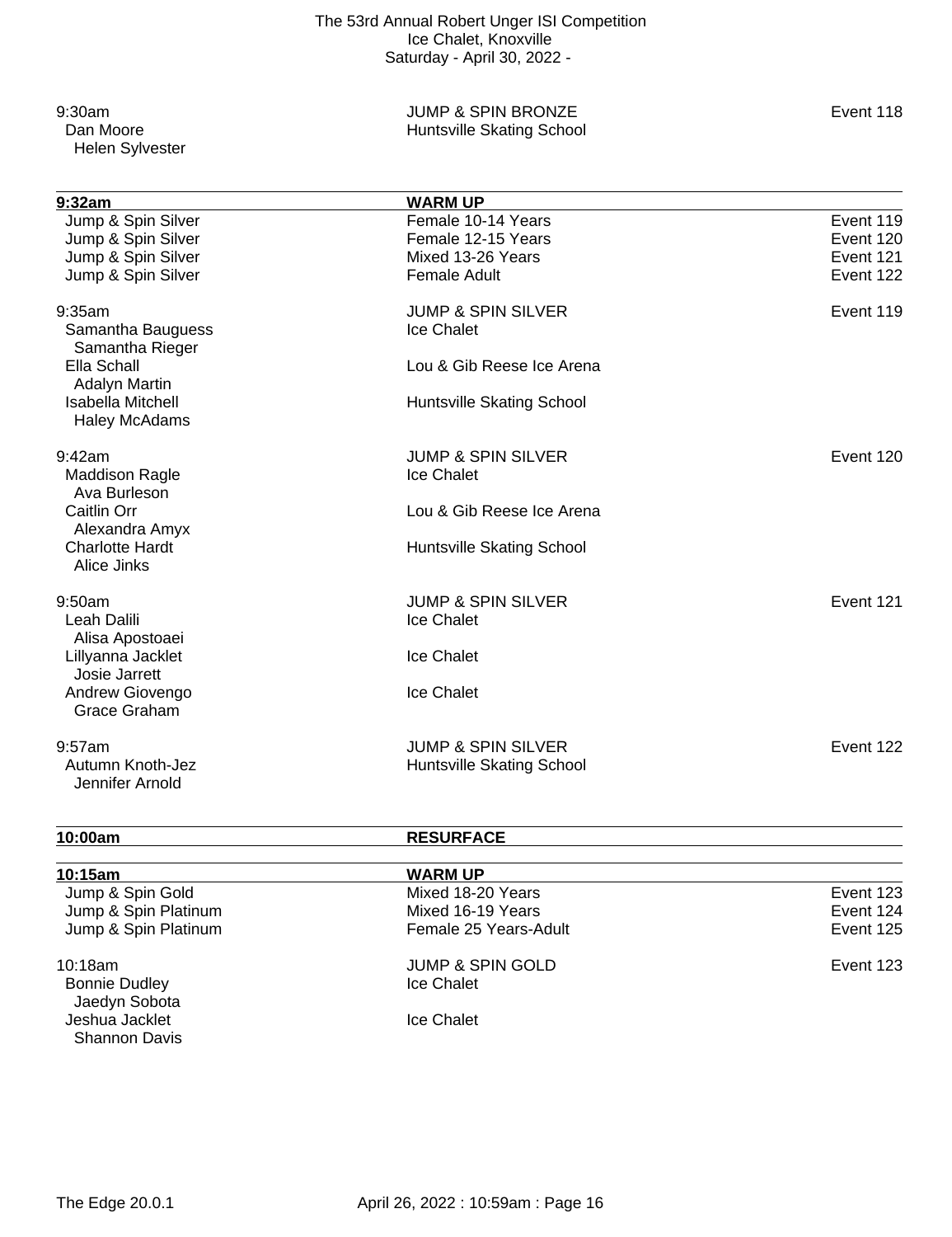9:30am | JUMP & SPIN BRONZE | Event 118
Dan Moore | Huntsville Skating School
Helen Sylvester

---

**9:32am** | **WARM UP**

| | | |
|---|---|---|
| Jump & Spin Silver | Female 10-14 Years | Event 119 |
| Jump & Spin Silver | Female 12-15 Years | Event 120 |
| Jump & Spin Silver | Mixed 13-26 Years | Event 121 |
| Jump & Spin Silver | Female Adult | Event 122 |

9:35am | JUMP & SPIN SILVER | Event 119

- Samantha Bauguess — Ice Chalet
  - Samantha Rieger
- Ella Schall — Lou & Gib Reese Ice Arena
  - Adalyn Martin
- Isabella Mitchell — Huntsville Skating School
  - Haley McAdams

9:42am | JUMP & SPIN SILVER | Event 120

- Maddison Ragle — Ice Chalet
  - Ava Burleson
- Caitlin Orr — Lou & Gib Reese Ice Arena
  - Alexandra Amyx
- Charlotte Hardt — Huntsville Skating School
  - Alice Jinks

9:50am | JUMP & SPIN SILVER | Event 121

- Leah Dalili — Ice Chalet
  - Alisa Apostoaei
- Lillyanna Jacklet — Ice Chalet
  - Josie Jarrett
- Andrew Giovengo — Ice Chalet
  - Grace Graham

9:57am | JUMP & SPIN SILVER | Event 122

- Autumn Knoth-Jez — Huntsville Skating School
  - Jennifer Arnold

---

**10:00am** | **RESURFACE**

---

**10:15am** | **WARM UP**

| | | |
|---|---|---|
| Jump & Spin Gold | Mixed 18-20 Years | Event 123 |
| Jump & Spin Platinum | Mixed 16-19 Years | Event 124 |
| Jump & Spin Platinum | Female 25 Years-Adult | Event 125 |

10:18am | JUMP & SPIN GOLD | Event 123

- Bonnie Dudley — Ice Chalet
  - Jaedyn Sobota
- Jeshua Jacklet — Ice Chalet
  - Shannon Davis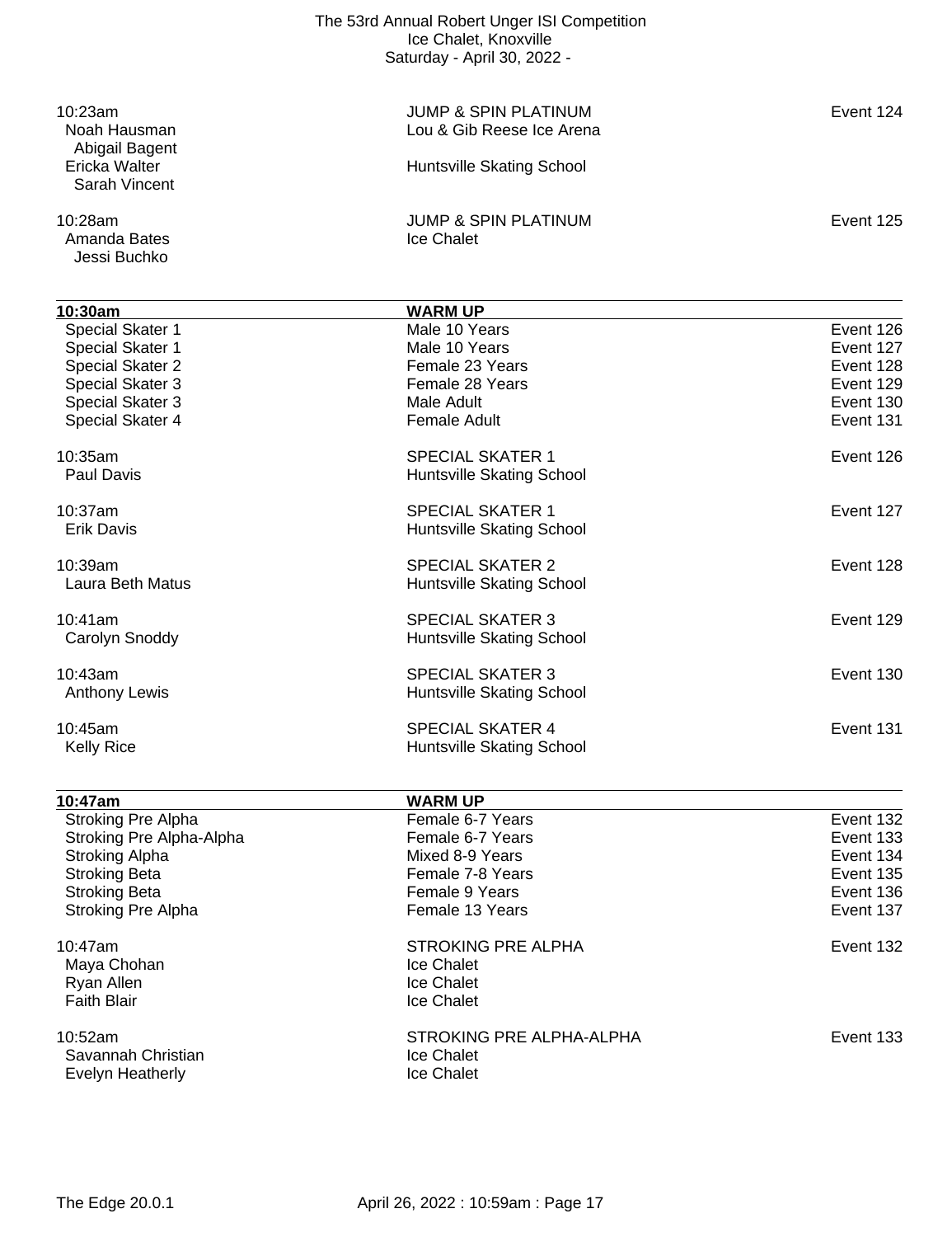10:23am | JUMP & SPIN PLATINUM | Event 124

Noah Hausman — Lou & Gib Reese Ice Arena
  Abigail Bagent
Ericka Walter — Huntsville Skating School
  Sarah Vincent

10:28am | JUMP & SPIN PLATINUM | Event 125

Amanda Bates — Ice Chalet
  Jessi Buchko

| 10:30am | WARM UP | |
|---|---|---|
| Special Skater 1 | Male 10 Years | Event 126 |
| Special Skater 1 | Male 10 Years | Event 127 |
| Special Skater 2 | Female 23 Years | Event 128 |
| Special Skater 3 | Female 28 Years | Event 129 |
| Special Skater 3 | Male Adult | Event 130 |
| Special Skater 4 | Female Adult | Event 131 |

10:35am | SPECIAL SKATER 1 | Event 126

Paul Davis — Huntsville Skating School

10:37am | SPECIAL SKATER 1 | Event 127

Erik Davis — Huntsville Skating School

10:39am | SPECIAL SKATER 2 | Event 128

Laura Beth Matus — Huntsville Skating School

10:41am | SPECIAL SKATER 3 | Event 129

Carolyn Snoddy — Huntsville Skating School

10:43am | SPECIAL SKATER 3 | Event 130

Anthony Lewis — Huntsville Skating School

10:45am | SPECIAL SKATER 4 | Event 131

Kelly Rice — Huntsville Skating School

| 10:47am | WARM UP | |
|---|---|---|
| Stroking Pre Alpha | Female 6-7 Years | Event 132 |
| Stroking Pre Alpha-Alpha | Female 6-7 Years | Event 133 |
| Stroking Alpha | Mixed 8-9 Years | Event 134 |
| Stroking Beta | Female 7-8 Years | Event 135 |
| Stroking Beta | Female 9 Years | Event 136 |
| Stroking Pre Alpha | Female 13 Years | Event 137 |

10:47am | STROKING PRE ALPHA | Event 132

Maya Chohan — Ice Chalet
Ryan Allen — Ice Chalet
Faith Blair — Ice Chalet

10:52am | STROKING PRE ALPHA-ALPHA | Event 133

Savannah Christian — Ice Chalet
Evelyn Heatherly — Ice Chalet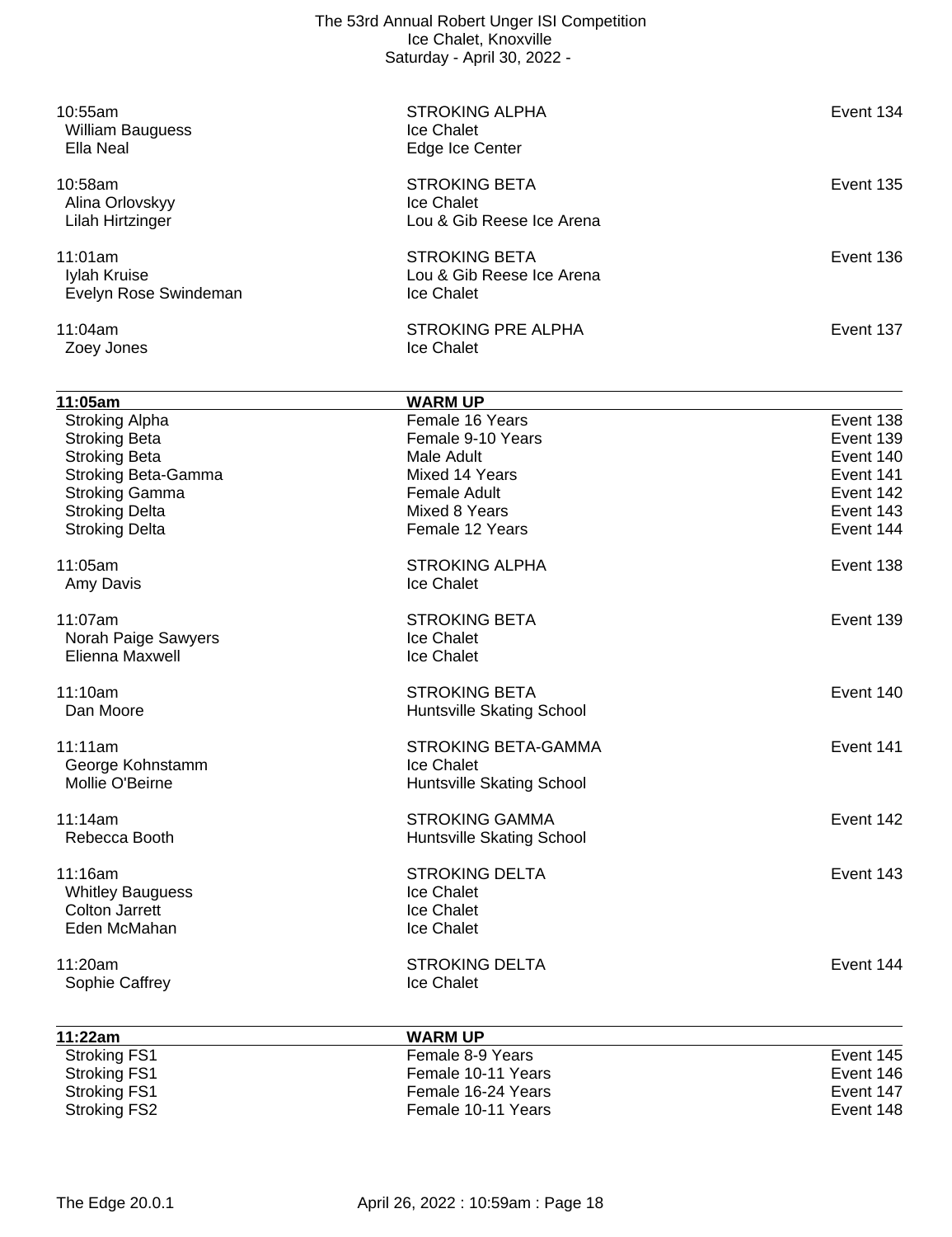10:55am | STROKING ALPHA | Event 134
William Bauguess | Ice Chalet
Ella Neal | Edge Ice Center

10:58am | STROKING BETA | Event 135
Alina Orlovskyy | Ice Chalet
Lilah Hirtzinger | Lou & Gib Reese Ice Arena

11:01am | STROKING BETA | Event 136
Iylah Kruise | Lou & Gib Reese Ice Arena
Evelyn Rose Swindeman | Ice Chalet

11:04am | STROKING PRE ALPHA | Event 137
Zoey Jones | Ice Chalet

| 11:05am | WARM UP | |
|---|---|---|
| Stroking Alpha | Female 16 Years | Event 138 |
| Stroking Beta | Female 9-10 Years | Event 139 |
| Stroking Beta | Male Adult | Event 140 |
| Stroking Beta-Gamma | Mixed 14 Years | Event 141 |
| Stroking Gamma | Female Adult | Event 142 |
| Stroking Delta | Mixed 8 Years | Event 143 |
| Stroking Delta | Female 12 Years | Event 144 |

11:05am | STROKING ALPHA | Event 138
Amy Davis | Ice Chalet

11:07am | STROKING BETA | Event 139
Norah Paige Sawyers | Ice Chalet
Elienna Maxwell | Ice Chalet

11:10am | STROKING BETA | Event 140
Dan Moore | Huntsville Skating School

11:11am | STROKING BETA-GAMMA | Event 141
George Kohnstamm | Ice Chalet
Mollie O'Beirne | Huntsville Skating School

11:14am | STROKING GAMMA | Event 142
Rebecca Booth | Huntsville Skating School

11:16am | STROKING DELTA | Event 143
Whitley Bauguess | Ice Chalet
Colton Jarrett | Ice Chalet
Eden McMahan | Ice Chalet

11:20am | STROKING DELTA | Event 144
Sophie Caffrey | Ice Chalet

| 11:22am | WARM UP | |
|---|---|---|
| Stroking FS1 | Female 8-9 Years | Event 145 |
| Stroking FS1 | Female 10-11 Years | Event 146 |
| Stroking FS1 | Female 16-24 Years | Event 147 |
| Stroking FS2 | Female 10-11 Years | Event 148 |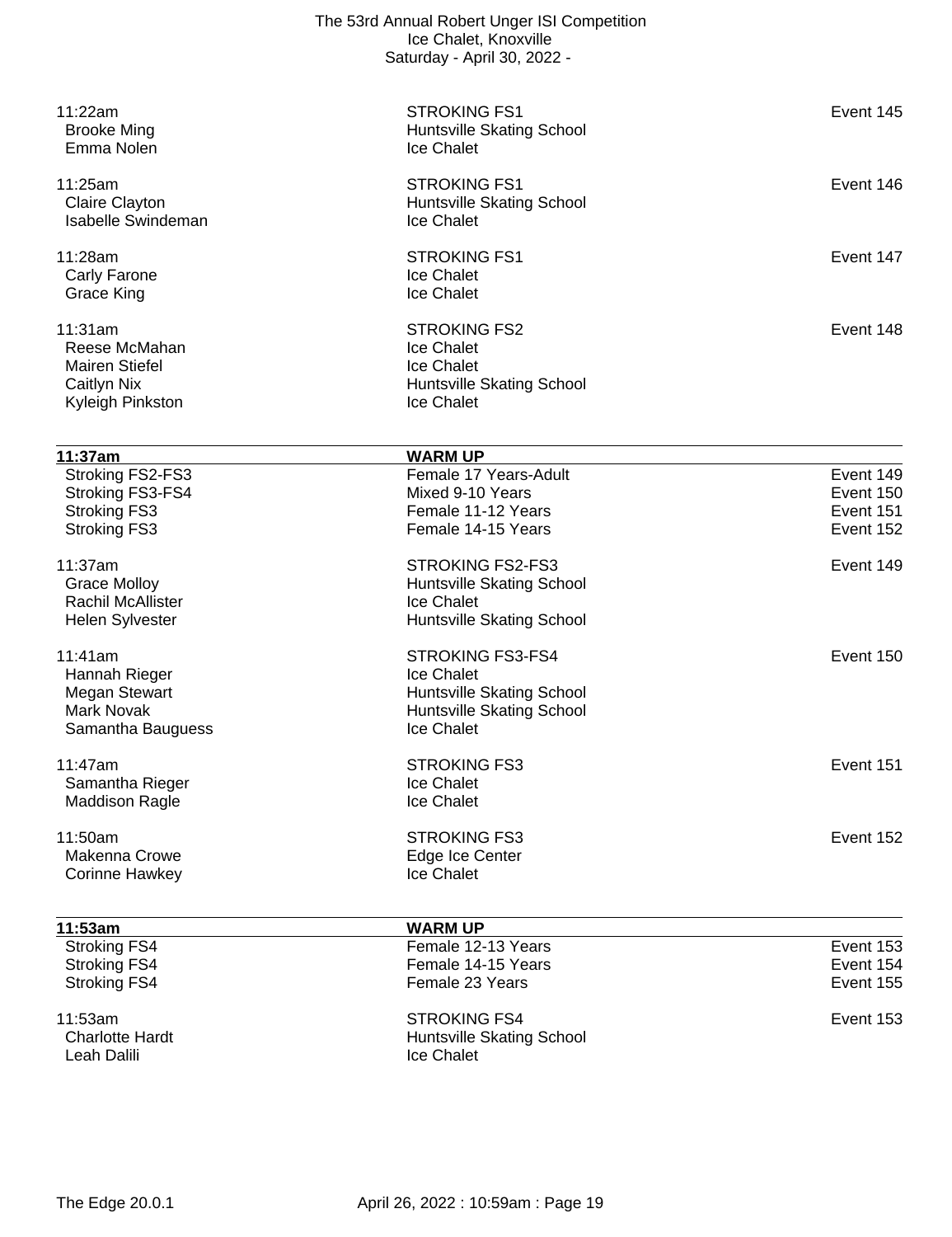11:22am | STROKING FS1 | Event 145
- Brooke Ming — Huntsville Skating School
- Emma Nolen — Ice Chalet

11:25am | STROKING FS1 | Event 146
- Claire Clayton — Huntsville Skating School
- Isabelle Swindeman — Ice Chalet

11:28am | STROKING FS1 | Event 147
- Carly Farone — Ice Chalet
- Grace King — Ice Chalet

11:31am | STROKING FS2 | Event 148
- Reese McMahan — Ice Chalet
- Mairen Stiefel — Ice Chalet
- Caitlyn Nix — Huntsville Skating School
- Kyleigh Pinkston — Ice Chalet

| 11:37am | WARM UP | |
|---|---|---|
| Stroking FS2-FS3 | Female 17 Years-Adult | Event 149 |
| Stroking FS3-FS4 | Mixed 9-10 Years | Event 150 |
| Stroking FS3 | Female 11-12 Years | Event 151 |
| Stroking FS3 | Female 14-15 Years | Event 152 |

11:37am | STROKING FS2-FS3 | Event 149
- Grace Molloy — Huntsville Skating School
- Rachil McAllister — Ice Chalet
- Helen Sylvester — Huntsville Skating School

11:41am | STROKING FS3-FS4 | Event 150
- Hannah Rieger — Ice Chalet
- Megan Stewart — Huntsville Skating School
- Mark Novak — Huntsville Skating School
- Samantha Bauguess — Ice Chalet

11:47am | STROKING FS3 | Event 151
- Samantha Rieger — Ice Chalet
- Maddison Ragle — Ice Chalet

11:50am | STROKING FS3 | Event 152
- Makenna Crowe — Edge Ice Center
- Corinne Hawkey — Ice Chalet

| 11:53am | WARM UP | |
|---|---|---|
| Stroking FS4 | Female 12-13 Years | Event 153 |
| Stroking FS4 | Female 14-15 Years | Event 154 |
| Stroking FS4 | Female 23 Years | Event 155 |

11:53am | STROKING FS4 | Event 153
- Charlotte Hardt — Huntsville Skating School
- Leah Dalili — Ice Chalet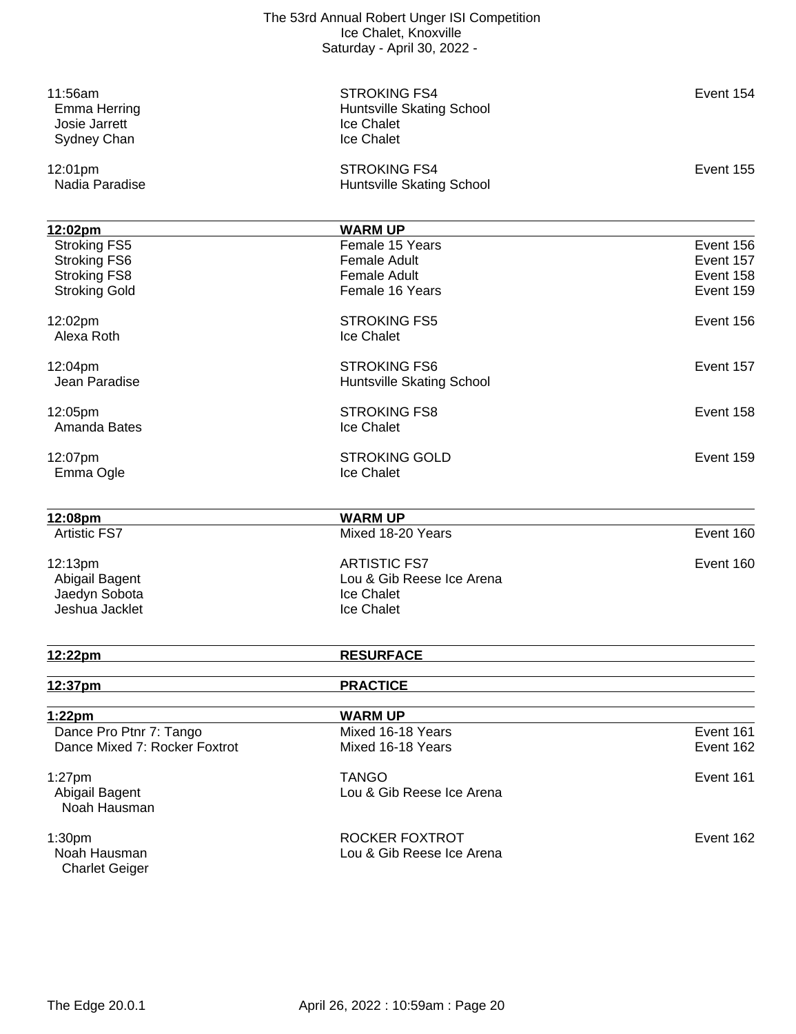11:56am — STROKING FS4 — Event 154

- Emma Herring — Huntsville Skating School
- Josie Jarrett — Ice Chalet
- Sydney Chan — Ice Chalet

12:01pm — STROKING FS4 — Event 155

- Nadia Paradise — Huntsville Skating School

**12:02pm — WARM UP**

| | | |
|---|---|---|
| Stroking FS5 | Female 15 Years | Event 156 |
| Stroking FS6 | Female Adult | Event 157 |
| Stroking FS8 | Female Adult | Event 158 |
| Stroking Gold | Female 16 Years | Event 159 |

12:02pm — STROKING FS5 — Event 156

- Alexa Roth — Ice Chalet

12:04pm — STROKING FS6 — Event 157

- Jean Paradise — Huntsville Skating School

12:05pm — STROKING FS8 — Event 158

- Amanda Bates — Ice Chalet

12:07pm — STROKING GOLD — Event 159

- Emma Ogle — Ice Chalet

**12:08pm — WARM UP**

| | | |
|---|---|---|
| Artistic FS7 | Mixed 18-20 Years | Event 160 |

12:13pm — ARTISTIC FS7 — Event 160

- Abigail Bagent — Lou & Gib Reese Ice Arena
- Jaedyn Sobota — Ice Chalet
- Jeshua Jacklet — Ice Chalet

**12:22pm — RESURFACE**

**12:37pm — PRACTICE**

**1:22pm — WARM UP**

| | | |
|---|---|---|
| Dance Pro Ptnr 7: Tango | Mixed 16-18 Years | Event 161 |
| Dance Mixed 7: Rocker Foxtrot | Mixed 16-18 Years | Event 162 |

1:27pm — TANGO — Event 161

- Abigail Bagent / Noah Hausman — Lou & Gib Reese Ice Arena

1:30pm — ROCKER FOXTROT — Event 162

- Noah Hausman / Charlet Geiger — Lou & Gib Reese Ice Arena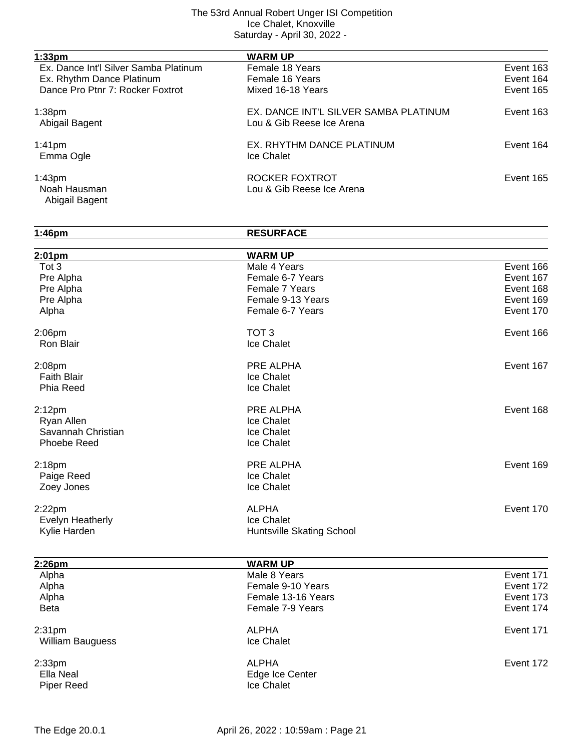| 1:33pm | WARM UP | |
|---|---|---|
| Ex. Dance Int'l Silver Samba Platinum | Female 18 Years | Event 163 |
| Ex. Rhythm Dance Platinum | Female 16 Years | Event 164 |
| Dance Pro Ptnr 7: Rocker Foxtrot | Mixed 16-18 Years | Event 165 |

1:38pm — EX. DANCE INT'L SILVER SAMBA PLATINUM — Event 163
- Abigail Bagent — Lou & Gib Reese Ice Arena

1:41pm — EX. RHYTHM DANCE PLATINUM — Event 164
- Emma Ogle — Ice Chalet

1:43pm — ROCKER FOXTROT — Event 165
- Noah Hausman — Lou & Gib Reese Ice Arena
  - Abigail Bagent

**1:46pm — RESURFACE**

| 2:01pm | WARM UP | |
|---|---|---|
| Tot 3 | Male 4 Years | Event 166 |
| Pre Alpha | Female 6-7 Years | Event 167 |
| Pre Alpha | Female 7 Years | Event 168 |
| Pre Alpha | Female 9-13 Years | Event 169 |
| Alpha | Female 6-7 Years | Event 170 |

2:06pm — TOT 3 — Event 166
- Ron Blair — Ice Chalet

2:08pm — PRE ALPHA — Event 167
- Faith Blair — Ice Chalet
- Phia Reed — Ice Chalet

2:12pm — PRE ALPHA — Event 168
- Ryan Allen — Ice Chalet
- Savannah Christian — Ice Chalet
- Phoebe Reed — Ice Chalet

2:18pm — PRE ALPHA — Event 169
- Paige Reed — Ice Chalet
- Zoey Jones — Ice Chalet

2:22pm — ALPHA — Event 170
- Evelyn Heatherly — Ice Chalet
- Kylie Harden — Huntsville Skating School

| 2:26pm | WARM UP | |
|---|---|---|
| Alpha | Male 8 Years | Event 171 |
| Alpha | Female 9-10 Years | Event 172 |
| Alpha | Female 13-16 Years | Event 173 |
| Beta | Female 7-9 Years | Event 174 |

2:31pm — ALPHA — Event 171
- William Bauguess — Ice Chalet

2:33pm — ALPHA — Event 172
- Ella Neal — Edge Ice Center
- Piper Reed — Ice Chalet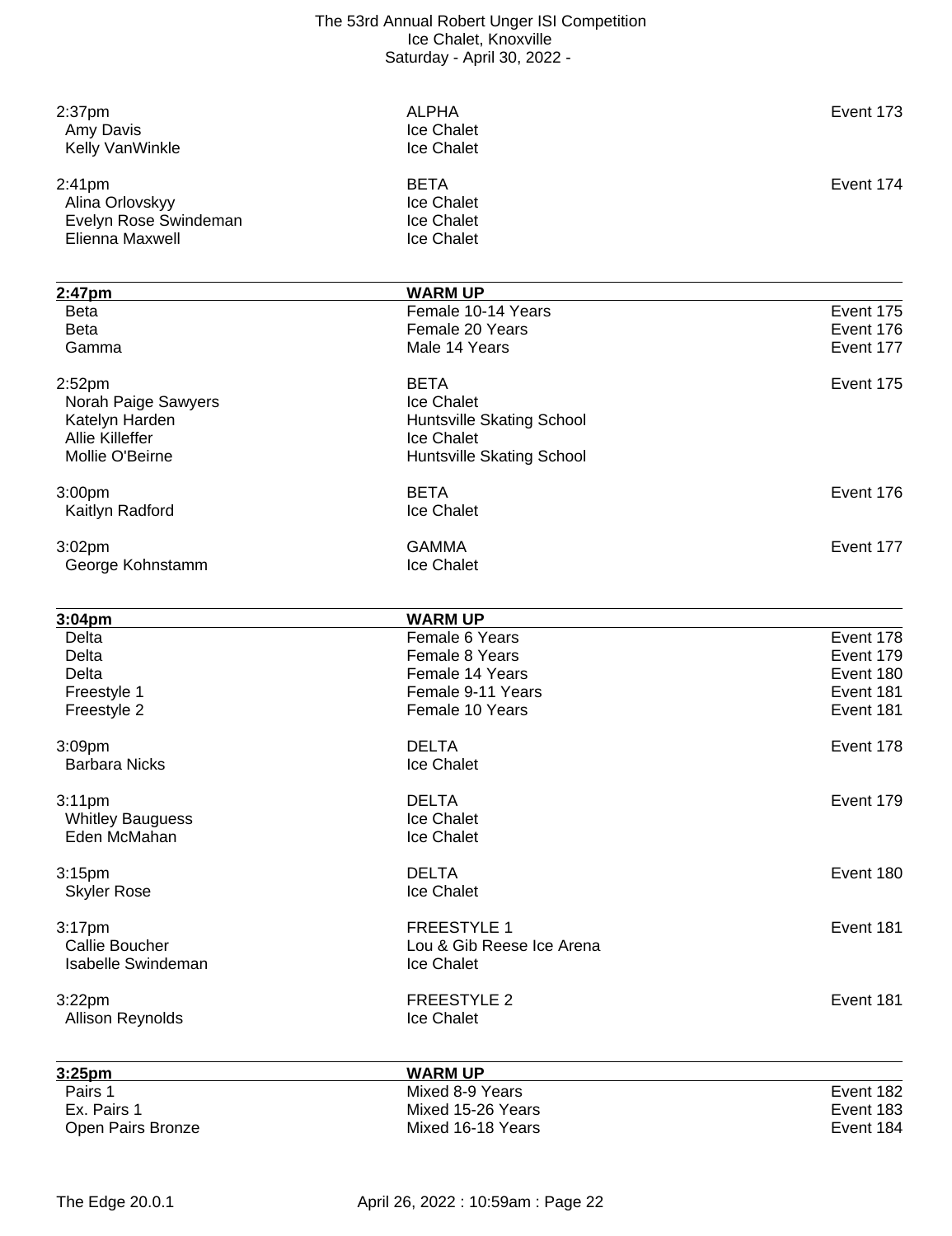| | | |
|---|---|---|
| 2:37pm | ALPHA | Event 173 |
| Amy Davis | Ice Chalet | |
| Kelly VanWinkle | Ice Chalet | |
| | | |
| 2:41pm | BETA | Event 174 |
| Alina Orlovskyy | Ice Chalet | |
| Evelyn Rose Swindeman | Ice Chalet | |
| Elienna Maxwell | Ice Chalet | |

| **2:47pm** | **WARM UP** | |
|---|---|---|
| Beta | Female 10-14 Years | Event 175 |
| Beta | Female 20 Years | Event 176 |
| Gamma | Male 14 Years | Event 177 |
| | | |
| 2:52pm | BETA | Event 175 |
| Norah Paige Sawyers | Ice Chalet | |
| Katelyn Harden | Huntsville Skating School | |
| Allie Killeffer | Ice Chalet | |
| Mollie O'Beirne | Huntsville Skating School | |
| | | |
| 3:00pm | BETA | Event 176 |
| Kaitlyn Radford | Ice Chalet | |
| | | |
| 3:02pm | GAMMA | Event 177 |
| George Kohnstamm | Ice Chalet | |

| **3:04pm** | **WARM UP** | |
|---|---|---|
| Delta | Female 6 Years | Event 178 |
| Delta | Female 8 Years | Event 179 |
| Delta | Female 14 Years | Event 180 |
| Freestyle 1 | Female 9-11 Years | Event 181 |
| Freestyle 2 | Female 10 Years | Event 181 |
| | | |
| 3:09pm | DELTA | Event 178 |
| Barbara Nicks | Ice Chalet | |
| | | |
| 3:11pm | DELTA | Event 179 |
| Whitley Bauguess | Ice Chalet | |
| Eden McMahan | Ice Chalet | |
| | | |
| 3:15pm | DELTA | Event 180 |
| Skyler Rose | Ice Chalet | |
| | | |
| 3:17pm | FREESTYLE 1 | Event 181 |
| Callie Boucher | Lou & Gib Reese Ice Arena | |
| Isabelle Swindeman | Ice Chalet | |
| | | |
| 3:22pm | FREESTYLE 2 | Event 181 |
| Allison Reynolds | Ice Chalet | |

| **3:25pm** | **WARM UP** | |
|---|---|---|
| Pairs 1 | Mixed 8-9 Years | Event 182 |
| Ex. Pairs 1 | Mixed 15-26 Years | Event 183 |
| Open Pairs Bronze | Mixed 16-18 Years | Event 184 |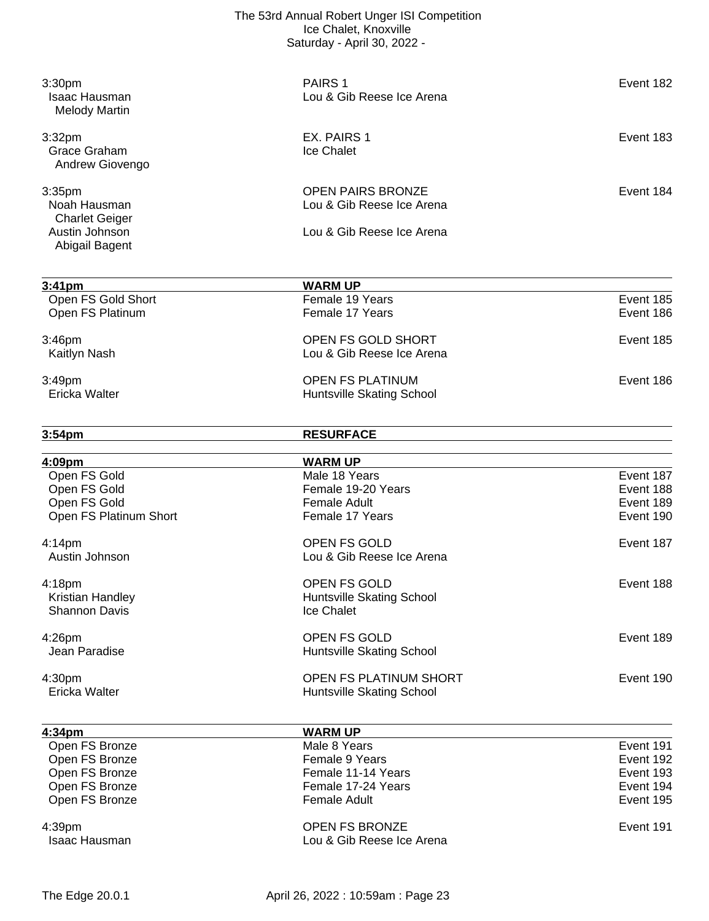| Time | Event | Event # |
|---|---|---|
| 3:30pm | PAIRS 1 | Event 182 |
| Isaac Hausman / Melody Martin | Lou & Gib Reese Ice Arena | |
| 3:32pm | EX. PAIRS 1 | Event 183 |
| Grace Graham / Andrew Giovengo | Ice Chalet | |
| 3:35pm | OPEN PAIRS BRONZE | Event 184 |
| Noah Hausman / Charlet Geiger | Lou & Gib Reese Ice Arena | |
| Austin Johnson / Abigail Bagent | Lou & Gib Reese Ice Arena | |

| **3:41pm** | **WARM UP** | |
|---|---|---|
| Open FS Gold Short | Female 19 Years | Event 185 |
| Open FS Platinum | Female 17 Years | Event 186 |
| 3:46pm | OPEN FS GOLD SHORT | Event 185 |
| Kaitlyn Nash | Lou & Gib Reese Ice Arena | |
| 3:49pm | OPEN FS PLATINUM | Event 186 |
| Ericka Walter | Huntsville Skating School | |

| **3:54pm** | **RESURFACE** | |
|---|---|---|

| **4:09pm** | **WARM UP** | |
|---|---|---|
| Open FS Gold | Male 18 Years | Event 187 |
| Open FS Gold | Female 19-20 Years | Event 188 |
| Open FS Gold | Female Adult | Event 189 |
| Open FS Platinum Short | Female 17 Years | Event 190 |
| 4:14pm | OPEN FS GOLD | Event 187 |
| Austin Johnson | Lou & Gib Reese Ice Arena | |
| 4:18pm | OPEN FS GOLD | Event 188 |
| Kristian Handley | Huntsville Skating School | |
| Shannon Davis | Ice Chalet | |
| 4:26pm | OPEN FS GOLD | Event 189 |
| Jean Paradise | Huntsville Skating School | |
| 4:30pm | OPEN FS PLATINUM SHORT | Event 190 |
| Ericka Walter | Huntsville Skating School | |

| **4:34pm** | **WARM UP** | |
|---|---|---|
| Open FS Bronze | Male 8 Years | Event 191 |
| Open FS Bronze | Female 9 Years | Event 192 |
| Open FS Bronze | Female 11-14 Years | Event 193 |
| Open FS Bronze | Female 17-24 Years | Event 194 |
| Open FS Bronze | Female Adult | Event 195 |
| 4:39pm | OPEN FS BRONZE | Event 191 |
| Isaac Hausman | Lou & Gib Reese Ice Arena | |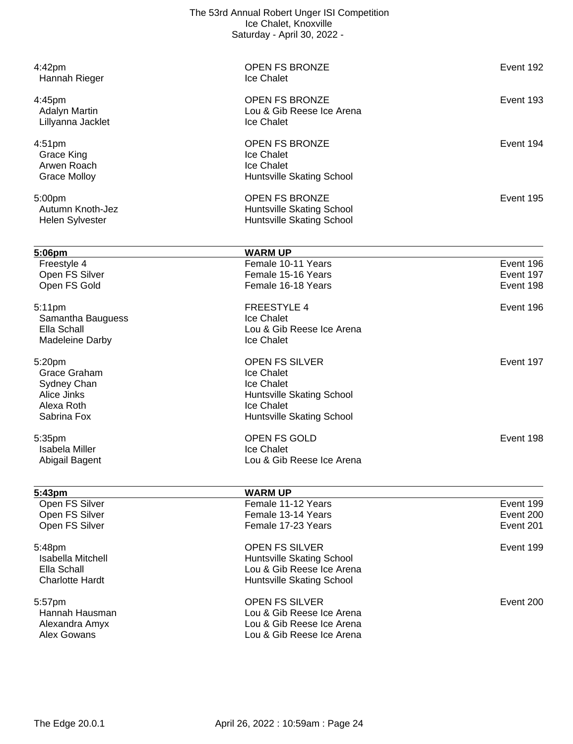| | | |
|---|---|---|
| 4:42pm | OPEN FS BRONZE | Event 192 |
| Hannah Rieger | Ice Chalet | |
| | | |
| 4:45pm | OPEN FS BRONZE | Event 193 |
| Adalyn Martin | Lou & Gib Reese Ice Arena | |
| Lillyanna Jacklet | Ice Chalet | |
| | | |
| 4:51pm | OPEN FS BRONZE | Event 194 |
| Grace King | Ice Chalet | |
| Arwen Roach | Ice Chalet | |
| Grace Molloy | Huntsville Skating School | |
| | | |
| 5:00pm | OPEN FS BRONZE | Event 195 |
| Autumn Knoth-Jez | Huntsville Skating School | |
| Helen Sylvester | Huntsville Skating School | |

| **5:06pm** | **WARM UP** | |
|---|---|---|
| Freestyle 4 | Female 10-11 Years | Event 196 |
| Open FS Silver | Female 15-16 Years | Event 197 |
| Open FS Gold | Female 16-18 Years | Event 198 |
| | | |
| 5:11pm | FREESTYLE 4 | Event 196 |
| Samantha Bauguess | Ice Chalet | |
| Ella Schall | Lou & Gib Reese Ice Arena | |
| Madeleine Darby | Ice Chalet | |
| | | |
| 5:20pm | OPEN FS SILVER | Event 197 |
| Grace Graham | Ice Chalet | |
| Sydney Chan | Ice Chalet | |
| Alice Jinks | Huntsville Skating School | |
| Alexa Roth | Ice Chalet | |
| Sabrina Fox | Huntsville Skating School | |
| | | |
| 5:35pm | OPEN FS GOLD | Event 198 |
| Isabela Miller | Ice Chalet | |
| Abigail Bagent | Lou & Gib Reese Ice Arena | |

| **5:43pm** | **WARM UP** | |
|---|---|---|
| Open FS Silver | Female 11-12 Years | Event 199 |
| Open FS Silver | Female 13-14 Years | Event 200 |
| Open FS Silver | Female 17-23 Years | Event 201 |
| | | |
| 5:48pm | OPEN FS SILVER | Event 199 |
| Isabella Mitchell | Huntsville Skating School | |
| Ella Schall | Lou & Gib Reese Ice Arena | |
| Charlotte Hardt | Huntsville Skating School | |
| | | |
| 5:57pm | OPEN FS SILVER | Event 200 |
| Hannah Hausman | Lou & Gib Reese Ice Arena | |
| Alexandra Amyx | Lou & Gib Reese Ice Arena | |
| Alex Gowans | Lou & Gib Reese Ice Arena | |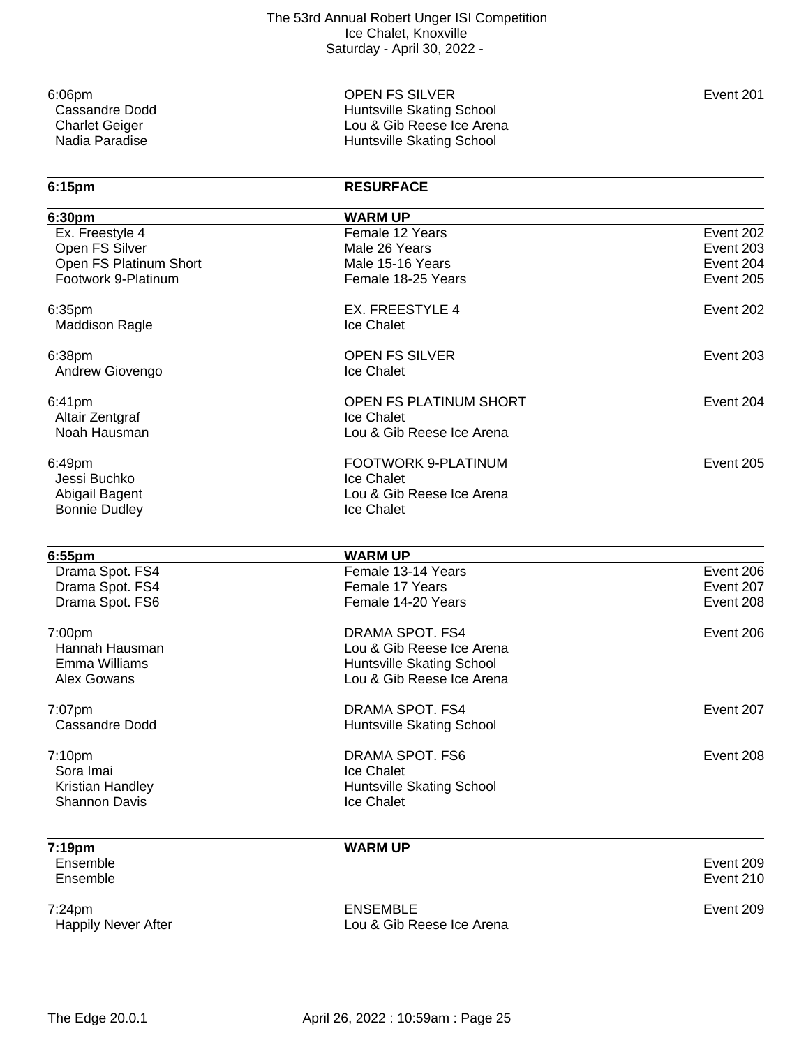6:06pm — OPEN FS SILVER — Event 201

- Cassandre Dodd — Huntsville Skating School
- Charlet Geiger — Lou & Gib Reese Ice Arena
- Nadia Paradise — Huntsville Skating School

**6:15pm — RESURFACE**

**6:30pm — WARM UP**

| | | |
|---|---|---|
| Ex. Freestyle 4 | Female 12 Years | Event 202 |
| Open FS Silver | Male 26 Years | Event 203 |
| Open FS Platinum Short | Male 15-16 Years | Event 204 |
| Footwork 9-Platinum | Female 18-25 Years | Event 205 |

6:35pm — EX. FREESTYLE 4 — Event 202

- Maddison Ragle — Ice Chalet

6:38pm — OPEN FS SILVER — Event 203

- Andrew Giovengo — Ice Chalet

6:41pm — OPEN FS PLATINUM SHORT — Event 204

- Altair Zentgraf — Ice Chalet
- Noah Hausman — Lou & Gib Reese Ice Arena

6:49pm — FOOTWORK 9-PLATINUM — Event 205

- Jessi Buchko — Ice Chalet
- Abigail Bagent — Lou & Gib Reese Ice Arena
- Bonnie Dudley — Ice Chalet

**6:55pm — WARM UP**

| | | |
|---|---|---|
| Drama Spot. FS4 | Female 13-14 Years | Event 206 |
| Drama Spot. FS4 | Female 17 Years | Event 207 |
| Drama Spot. FS6 | Female 14-20 Years | Event 208 |

7:00pm — DRAMA SPOT. FS4 — Event 206

- Hannah Hausman — Lou & Gib Reese Ice Arena
- Emma Williams — Huntsville Skating School
- Alex Gowans — Lou & Gib Reese Ice Arena

7:07pm — DRAMA SPOT. FS4 — Event 207

- Cassandre Dodd — Huntsville Skating School

7:10pm — DRAMA SPOT. FS6 — Event 208

- Sora Imai — Ice Chalet
- Kristian Handley — Huntsville Skating School
- Shannon Davis — Ice Chalet

**7:19pm — WARM UP**

| | |
|---|---|
| Ensemble | Event 209 |
| Ensemble | Event 210 |

7:24pm — ENSEMBLE — Event 209

- Happily Never After — Lou & Gib Reese Ice Arena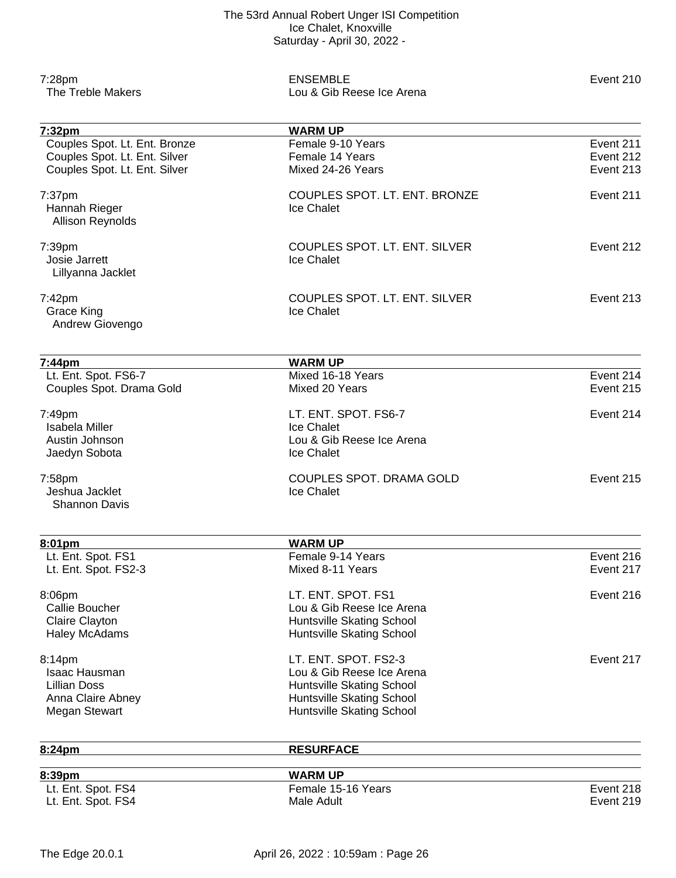7:28pm | ENSEMBLE | Event 210
The Treble Makers | Lou & Gib Reese Ice Arena

| 7:32pm | WARM UP | |
|---|---|---|
| Couples Spot. Lt. Ent. Bronze | Female 9-10 Years | Event 211 |
| Couples Spot. Lt. Ent. Silver | Female 14 Years | Event 212 |
| Couples Spot. Lt. Ent. Silver | Mixed 24-26 Years | Event 213 |

7:37pm — COUPLES SPOT. LT. ENT. BRONZE — Event 211
Hannah Rieger — Ice Chalet
Allison Reynolds

7:39pm — COUPLES SPOT. LT. ENT. SILVER — Event 212
Josie Jarrett — Ice Chalet
Lillyanna Jacklet

7:42pm — COUPLES SPOT. LT. ENT. SILVER — Event 213
Grace King — Ice Chalet
Andrew Giovengo

| 7:44pm | WARM UP | |
|---|---|---|
| Lt. Ent. Spot. FS6-7 | Mixed 16-18 Years | Event 214 |
| Couples Spot. Drama Gold | Mixed 20 Years | Event 215 |

7:49pm — LT. ENT. SPOT. FS6-7 — Event 214
Isabela Miller — Ice Chalet
Austin Johnson — Lou & Gib Reese Ice Arena
Jaedyn Sobota — Ice Chalet

7:58pm — COUPLES SPOT. DRAMA GOLD — Event 215
Jeshua Jacklet — Ice Chalet
Shannon Davis

| 8:01pm | WARM UP | |
|---|---|---|
| Lt. Ent. Spot. FS1 | Female 9-14 Years | Event 216 |
| Lt. Ent. Spot. FS2-3 | Mixed 8-11 Years | Event 217 |

8:06pm — LT. ENT. SPOT. FS1 — Event 216
Callie Boucher — Lou & Gib Reese Ice Arena
Claire Clayton — Huntsville Skating School
Haley McAdams — Huntsville Skating School

8:14pm — LT. ENT. SPOT. FS2-3 — Event 217
Isaac Hausman — Lou & Gib Reese Ice Arena
Lillian Doss — Huntsville Skating School
Anna Claire Abney — Huntsville Skating School
Megan Stewart — Huntsville Skating School

**8:24pm — RESURFACE**

| 8:39pm | WARM UP | |
|---|---|---|
| Lt. Ent. Spot. FS4 | Female 15-16 Years | Event 218 |
| Lt. Ent. Spot. FS4 | Male Adult | Event 219 |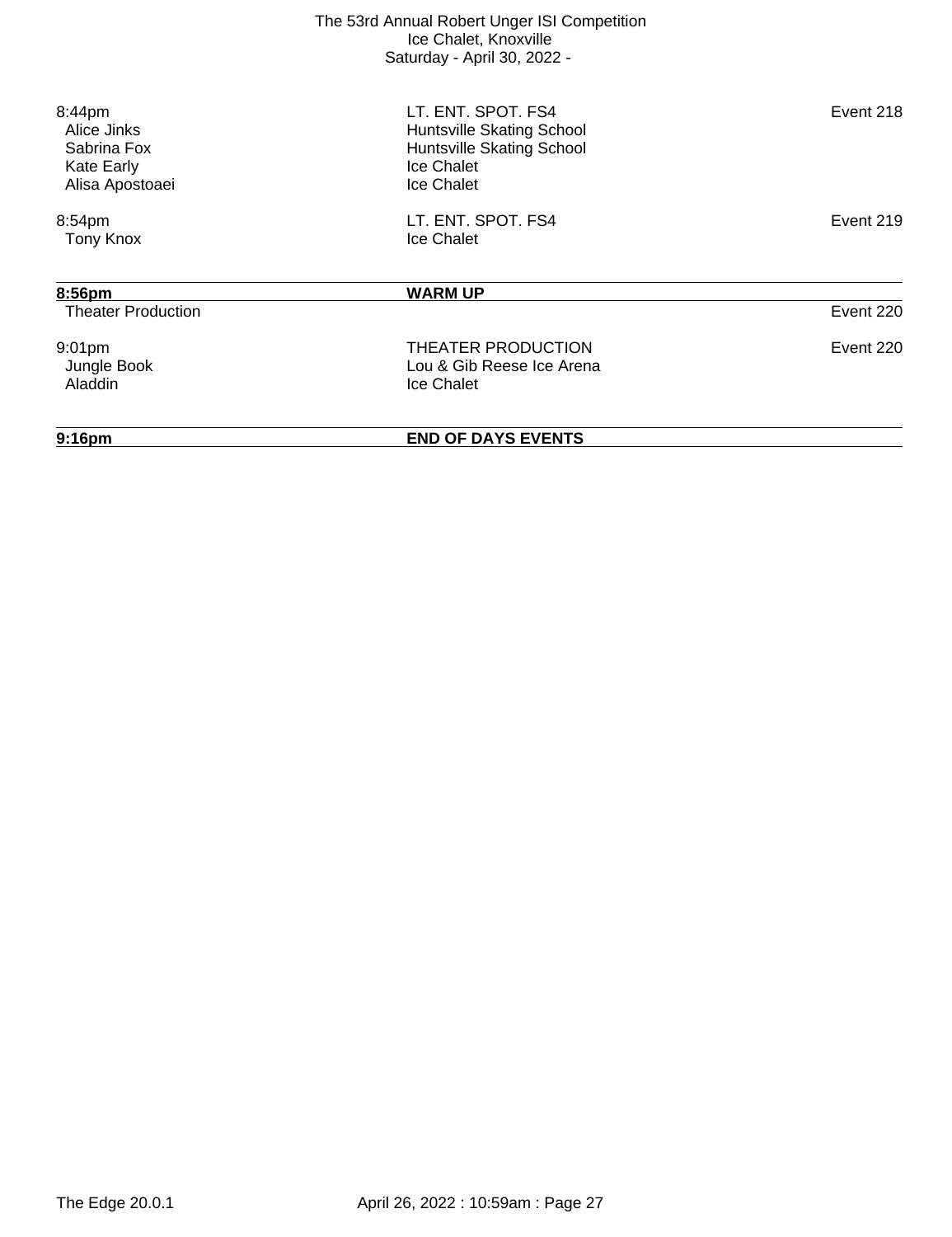| | | |
|---|---|---|
| 8:44pm | LT. ENT. SPOT. FS4 | Event 218 |
| Alice Jinks | Huntsville Skating School | |
| Sabrina Fox | Huntsville Skating School | |
| Kate Early | Ice Chalet | |
| Alisa Apostoaei | Ice Chalet | |
| 8:54pm | LT. ENT. SPOT. FS4 | Event 219 |
| Tony Knox | Ice Chalet | |

| **8:56pm** | **WARM UP** | |
|---|---|---|
| Theater Production | | Event 220 |
| 9:01pm | THEATER PRODUCTION | Event 220 |
| Jungle Book | Lou & Gib Reese Ice Arena | |
| Aladdin | Ice Chalet | |

**9:16pm** **END OF DAYS EVENTS**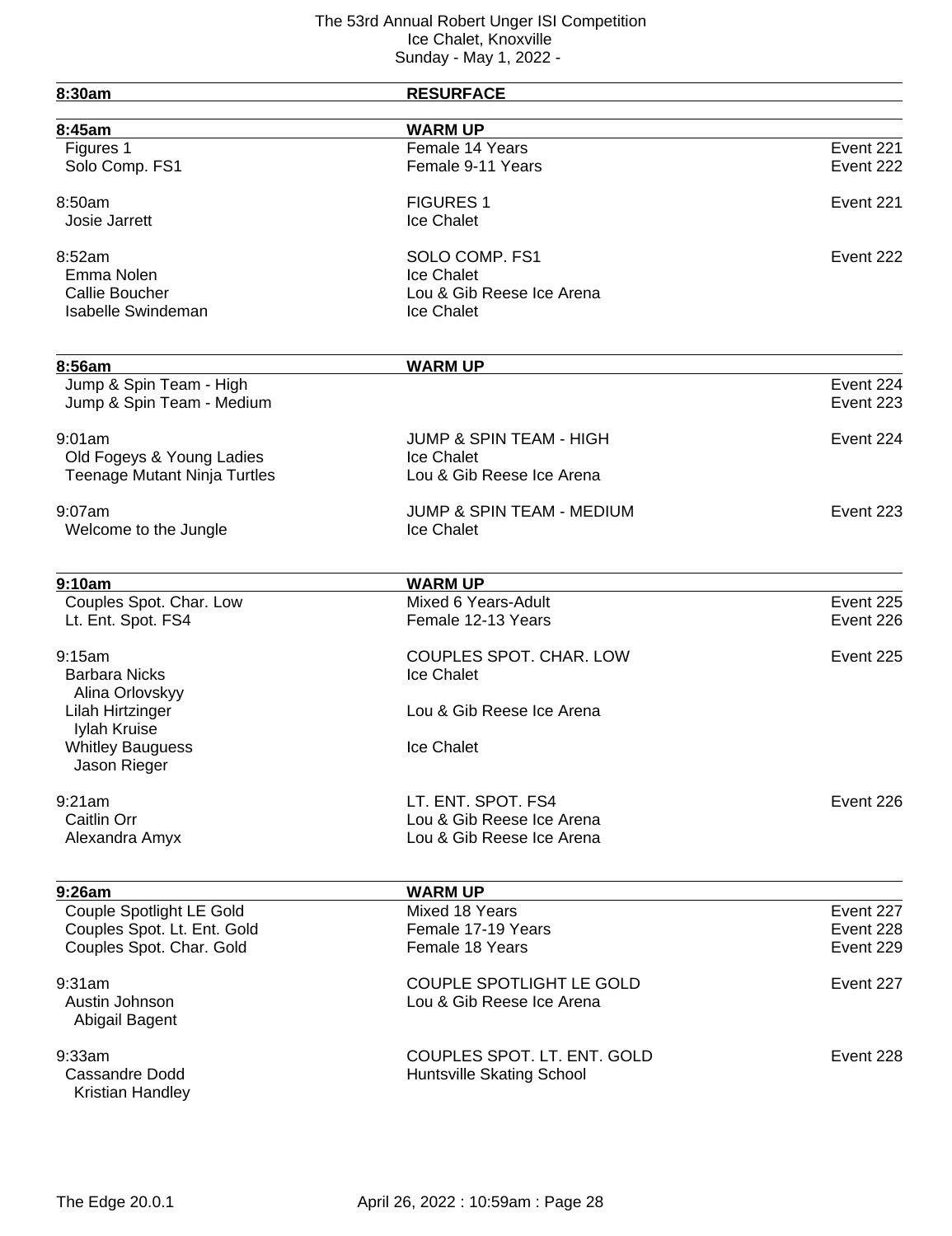The 53rd Annual Robert Unger ISI Competition
Ice Chalet, Knoxville
Sunday - May 1, 2022 -

| Time | Event | |
|---|---|---|
| **8:30am** | **RESURFACE** | |
| **8:45am** | **WARM UP** | |
| Figures 1 | Female 14 Years | Event 221 |
| Solo Comp. FS1 | Female 9-11 Years | Event 222 |
| 8:50am | FIGURES 1 | Event 221 |
| Josie Jarrett | Ice Chalet | |
| 8:52am | SOLO COMP. FS1 | Event 222 |
| Emma Nolen | Ice Chalet | |
| Callie Boucher | Lou & Gib Reese Ice Arena | |
| Isabelle Swindeman | Ice Chalet | |
| **8:56am** | **WARM UP** | |
| Jump & Spin Team - High | | Event 224 |
| Jump & Spin Team - Medium | | Event 223 |
| 9:01am | JUMP & SPIN TEAM - HIGH | Event 224 |
| Old Fogeys & Young Ladies | Ice Chalet | |
| Teenage Mutant Ninja Turtles | Lou & Gib Reese Ice Arena | |
| 9:07am | JUMP & SPIN TEAM - MEDIUM | Event 223 |
| Welcome to the Jungle | Ice Chalet | |
| **9:10am** | **WARM UP** | |
| Couples Spot. Char. Low | Mixed 6 Years-Adult | Event 225 |
| Lt. Ent. Spot. FS4 | Female 12-13 Years | Event 226 |
| 9:15am | COUPLES SPOT. CHAR. LOW | Event 225 |
| Barbara Nicks / Alina Orlovskyy | Ice Chalet | |
| Lilah Hirtzinger / Iylah Kruise | Lou & Gib Reese Ice Arena | |
| Whitley Bauguess / Jason Rieger | Ice Chalet | |
| 9:21am | LT. ENT. SPOT. FS4 | Event 226 |
| Caitlin Orr | Lou & Gib Reese Ice Arena | |
| Alexandra Amyx | Lou & Gib Reese Ice Arena | |
| **9:26am** | **WARM UP** | |
| Couple Spotlight LE Gold | Mixed 18 Years | Event 227 |
| Couples Spot. Lt. Ent. Gold | Female 17-19 Years | Event 228 |
| Couples Spot. Char. Gold | Female 18 Years | Event 229 |
| 9:31am | COUPLE SPOTLIGHT LE GOLD | Event 227 |
| Austin Johnson / Abigail Bagent | Lou & Gib Reese Ice Arena | |
| 9:33am | COUPLES SPOT. LT. ENT. GOLD | Event 228 |
| Cassandre Dodd / Kristian Handley | Huntsville Skating School | |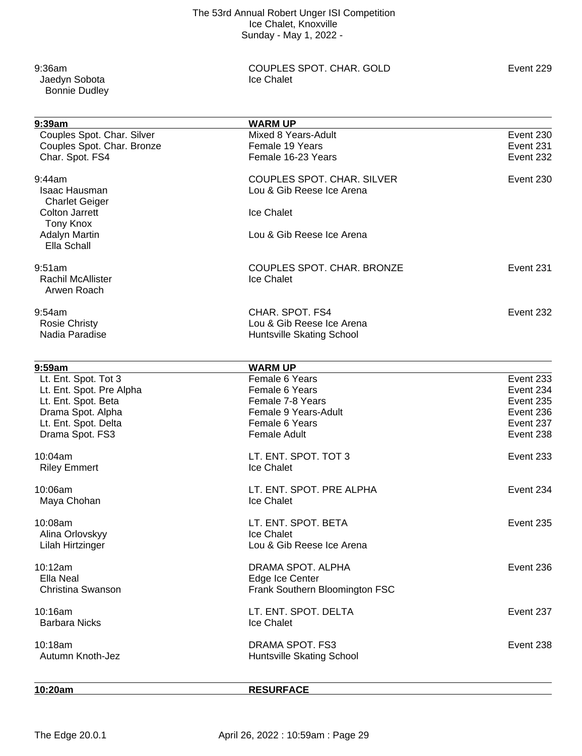The 53rd Annual Robert Unger ISI Competition
Ice Chalet, Knoxville
Sunday - May 1, 2022 -

9:36am — COUPLES SPOT. CHAR. GOLD — Event 229
Jaedyn Sobota / Bonnie Dudley — Ice Chalet

| **9:39am** | **WARM UP** | |
|---|---|---|
| Couples Spot. Char. Silver | Mixed 8 Years-Adult | Event 230 |
| Couples Spot. Char. Bronze | Female 19 Years | Event 231 |
| Char. Spot. FS4 | Female 16-23 Years | Event 232 |

9:44am — COUPLES SPOT. CHAR. SILVER — Event 230
Isaac Hausman / Charlet Geiger — Lou & Gib Reese Ice Arena
Colton Jarrett / Tony Knox — Ice Chalet
Adalyn Martin / Ella Schall — Lou & Gib Reese Ice Arena

9:51am — COUPLES SPOT. CHAR. BRONZE — Event 231
Rachil McAllister / Arwen Roach — Ice Chalet

9:54am — CHAR. SPOT. FS4 — Event 232
Rosie Christy — Lou & Gib Reese Ice Arena
Nadia Paradise — Huntsville Skating School

| **9:59am** | **WARM UP** | |
|---|---|---|
| Lt. Ent. Spot. Tot 3 | Female 6 Years | Event 233 |
| Lt. Ent. Spot. Pre Alpha | Female 6 Years | Event 234 |
| Lt. Ent. Spot. Beta | Female 7-8 Years | Event 235 |
| Drama Spot. Alpha | Female 9 Years-Adult | Event 236 |
| Lt. Ent. Spot. Delta | Female 6 Years | Event 237 |
| Drama Spot. FS3 | Female Adult | Event 238 |

10:04am — LT. ENT. SPOT. TOT 3 — Event 233
Riley Emmert — Ice Chalet

10:06am — LT. ENT. SPOT. PRE ALPHA — Event 234
Maya Chohan — Ice Chalet

10:08am — LT. ENT. SPOT. BETA — Event 235
Alina Orlovskyy — Ice Chalet
Lilah Hirtzinger — Lou & Gib Reese Ice Arena

10:12am — DRAMA SPOT. ALPHA — Event 236
Ella Neal — Edge Ice Center
Christina Swanson — Frank Southern Bloomington FSC

10:16am — LT. ENT. SPOT. DELTA — Event 237
Barbara Nicks — Ice Chalet

10:18am — DRAMA SPOT. FS3 — Event 238
Autumn Knoth-Jez — Huntsville Skating School

**10:20am — RESURFACE**

The Edge 20.0.1 — April 26, 2022 : 10:59am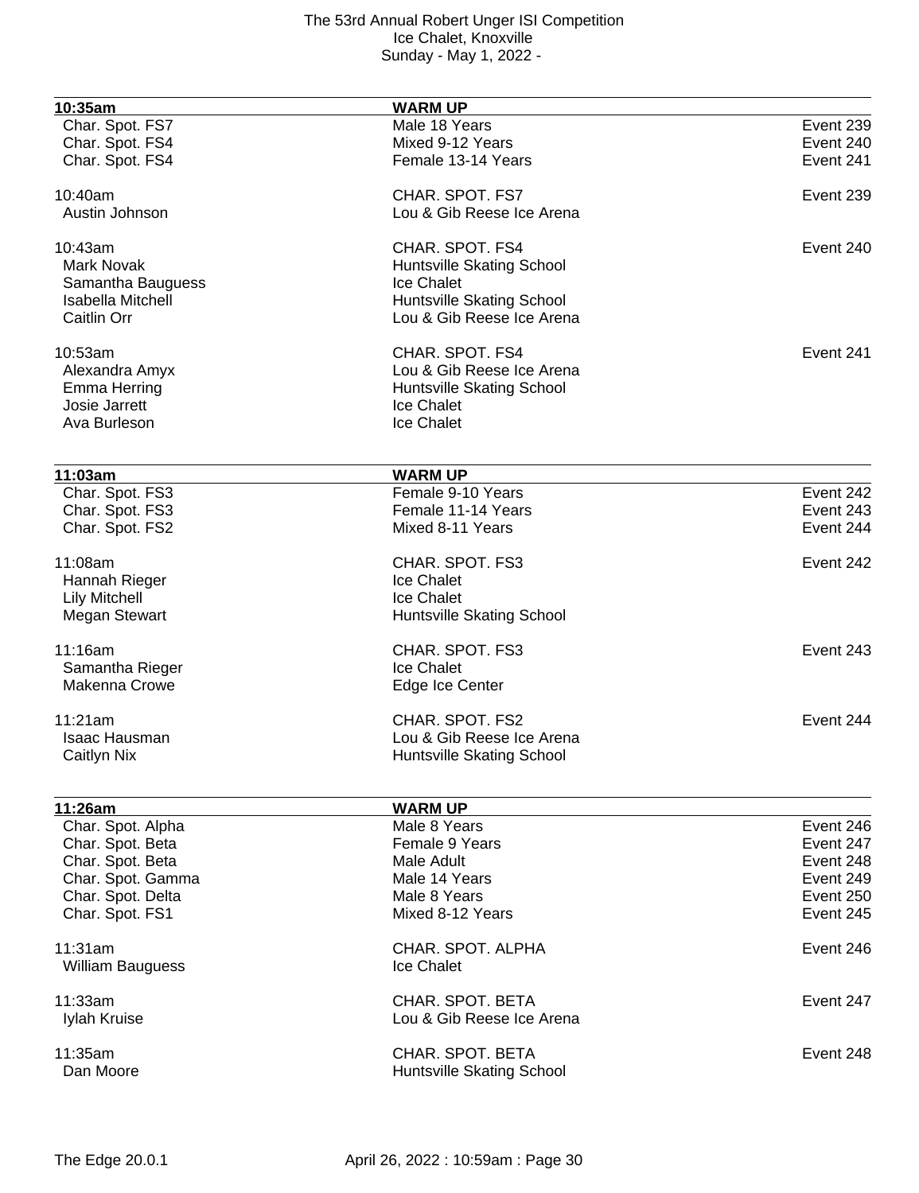| 10:35am | WARM UP | |
|---|---|---|
| Char. Spot. FS7 | Male 18 Years | Event 239 |
| Char. Spot. FS4 | Mixed 9-12 Years | Event 240 |
| Char. Spot. FS4 | Female 13-14 Years | Event 241 |

10:40am — CHAR. SPOT. FS7 — Event 239

| Skater | Club |
|---|---|
| Austin Johnson | Lou & Gib Reese Ice Arena |

10:43am — CHAR. SPOT. FS4 — Event 240

| Skater | Club |
|---|---|
| Mark Novak | Huntsville Skating School |
| Samantha Bauguess | Ice Chalet |
| Isabella Mitchell | Huntsville Skating School |
| Caitlin Orr | Lou & Gib Reese Ice Arena |

10:53am — CHAR. SPOT. FS4 — Event 241

| Skater | Club |
|---|---|
| Alexandra Amyx | Lou & Gib Reese Ice Arena |
| Emma Herring | Huntsville Skating School |
| Josie Jarrett | Ice Chalet |
| Ava Burleson | Ice Chalet |

| 11:03am | WARM UP | |
|---|---|---|
| Char. Spot. FS3 | Female 9-10 Years | Event 242 |
| Char. Spot. FS3 | Female 11-14 Years | Event 243 |
| Char. Spot. FS2 | Mixed 8-11 Years | Event 244 |

11:08am — CHAR. SPOT. FS3 — Event 242

| Skater | Club |
|---|---|
| Hannah Rieger | Ice Chalet |
| Lily Mitchell | Ice Chalet |
| Megan Stewart | Huntsville Skating School |

11:16am — CHAR. SPOT. FS3 — Event 243

| Skater | Club |
|---|---|
| Samantha Rieger | Ice Chalet |
| Makenna Crowe | Edge Ice Center |

11:21am — CHAR. SPOT. FS2 — Event 244

| Skater | Club |
|---|---|
| Isaac Hausman | Lou & Gib Reese Ice Arena |
| Caitlyn Nix | Huntsville Skating School |

| 11:26am | WARM UP | |
|---|---|---|
| Char. Spot. Alpha | Male 8 Years | Event 246 |
| Char. Spot. Beta | Female 9 Years | Event 247 |
| Char. Spot. Beta | Male Adult | Event 248 |
| Char. Spot. Gamma | Male 14 Years | Event 249 |
| Char. Spot. Delta | Male 8 Years | Event 250 |
| Char. Spot. FS1 | Mixed 8-12 Years | Event 245 |

11:31am — CHAR. SPOT. ALPHA — Event 246

| Skater | Club |
|---|---|
| William Bauguess | Ice Chalet |

11:33am — CHAR. SPOT. BETA — Event 247

| Skater | Club |
|---|---|
| Iylah Kruise | Lou & Gib Reese Ice Arena |

11:35am — CHAR. SPOT. BETA — Event 248

| Skater | Club |
|---|---|
| Dan Moore | Huntsville Skating School |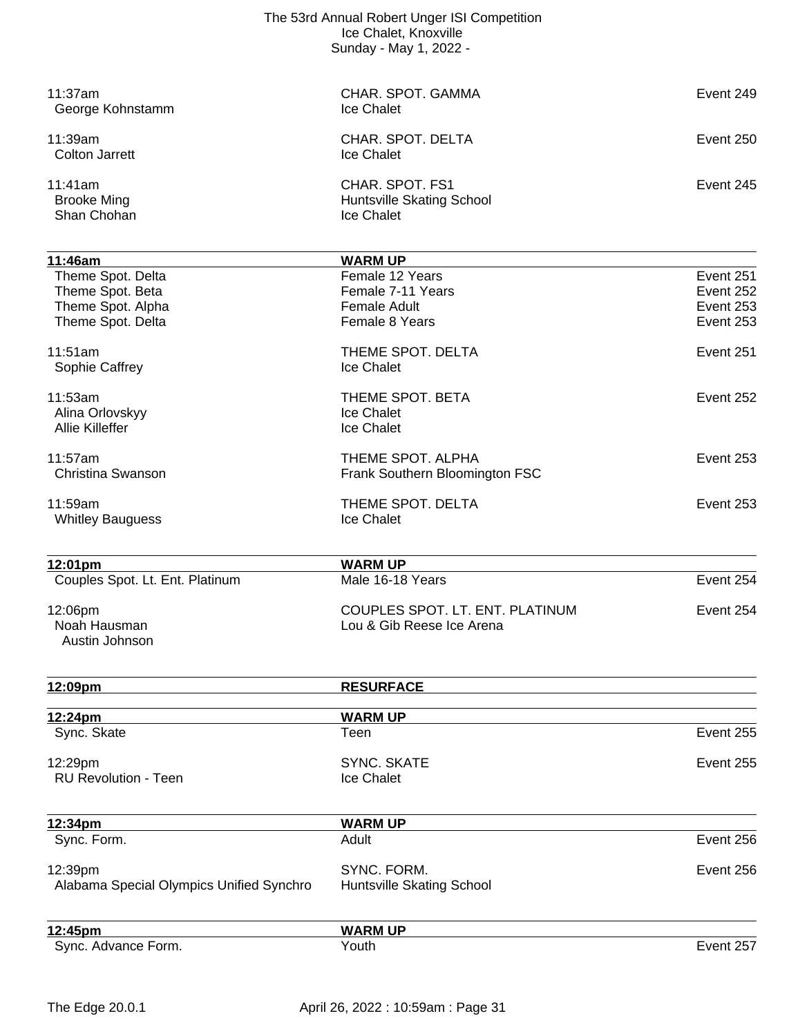| | | |
|---|---|---|
| 11:37am | CHAR. SPOT. GAMMA | Event 249 |
| George Kohnstamm | Ice Chalet | |
| | | |
| 11:39am | CHAR. SPOT. DELTA | Event 250 |
| Colton Jarrett | Ice Chalet | |
| | | |
| 11:41am | CHAR. SPOT. FS1 | Event 245 |
| Brooke Ming | Huntsville Skating School | |
| Shan Chohan | Ice Chalet | |

| **11:46am** | **WARM UP** | |
|---|---|---|
| Theme Spot. Delta | Female 12 Years | Event 251 |
| Theme Spot. Beta | Female 7-11 Years | Event 252 |
| Theme Spot. Alpha | Female Adult | Event 253 |
| Theme Spot. Delta | Female 8 Years | Event 253 |
| | | |
| 11:51am | THEME SPOT. DELTA | Event 251 |
| Sophie Caffrey | Ice Chalet | |
| | | |
| 11:53am | THEME SPOT. BETA | Event 252 |
| Alina Orlovskyy | Ice Chalet | |
| Allie Killeffer | Ice Chalet | |
| | | |
| 11:57am | THEME SPOT. ALPHA | Event 253 |
| Christina Swanson | Frank Southern Bloomington FSC | |
| | | |
| 11:59am | THEME SPOT. DELTA | Event 253 |
| Whitley Bauguess | Ice Chalet | |

| **12:01pm** | **WARM UP** | |
|---|---|---|
| Couples Spot. Lt. Ent. Platinum | Male 16-18 Years | Event 254 |
| | | |
| 12:06pm | COUPLES SPOT. LT. ENT. PLATINUM | Event 254 |
| Noah Hausman | Lou & Gib Reese Ice Arena | |
| Austin Johnson | | |

| **12:09pm** | **RESURFACE** | |
|---|---|---|

| **12:24pm** | **WARM UP** | |
|---|---|---|
| Sync. Skate | Teen | Event 255 |
| | | |
| 12:29pm | SYNC. SKATE | Event 255 |
| RU Revolution - Teen | Ice Chalet | |

| **12:34pm** | **WARM UP** | |
|---|---|---|
| Sync. Form. | Adult | Event 256 |
| | | |
| 12:39pm | SYNC. FORM. | Event 256 |
| Alabama Special Olympics Unified Synchro | Huntsville Skating School | |

| **12:45pm** | **WARM UP** | |
|---|---|---|
| Sync. Advance Form. | Youth | Event 257 |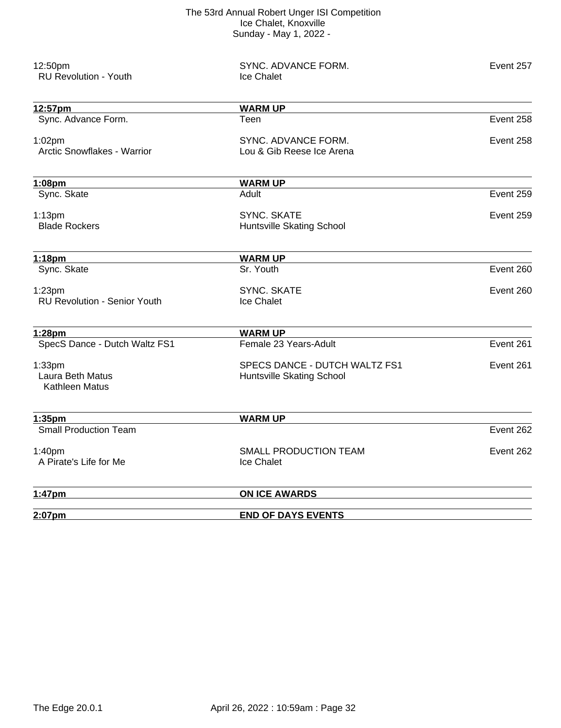| | | |
|---|---|---|
| 12:50pm<br>RU Revolution - Youth | SYNC. ADVANCE FORM.<br>Ice Chalet | Event 257 |
| **12:57pm** | **WARM UP** | |
| Sync. Advance Form. | Teen | Event 258 |
| 1:02pm<br>Arctic Snowflakes - Warrior | SYNC. ADVANCE FORM.<br>Lou & Gib Reese Ice Arena | Event 258 |
| **1:08pm** | **WARM UP** | |
| Sync. Skate | Adult | Event 259 |
| 1:13pm<br>Blade Rockers | SYNC. SKATE<br>Huntsville Skating School | Event 259 |
| **1:18pm** | **WARM UP** | |
| Sync. Skate | Sr. Youth | Event 260 |
| 1:23pm<br>RU Revolution - Senior Youth | SYNC. SKATE<br>Ice Chalet | Event 260 |
| **1:28pm** | **WARM UP** | |
| SpecS Dance - Dutch Waltz FS1 | Female 23 Years-Adult | Event 261 |
| 1:33pm<br>Laura Beth Matus<br>Kathleen Matus | SPECS DANCE - DUTCH WALTZ FS1<br>Huntsville Skating School | Event 261 |
| **1:35pm** | **WARM UP** | |
| Small Production Team | | Event 262 |
| 1:40pm<br>A Pirate's Life for Me | SMALL PRODUCTION TEAM<br>Ice Chalet | Event 262 |
| **1:47pm** | **ON ICE AWARDS** | |
| **2:07pm** | **END OF DAYS EVENTS** | |